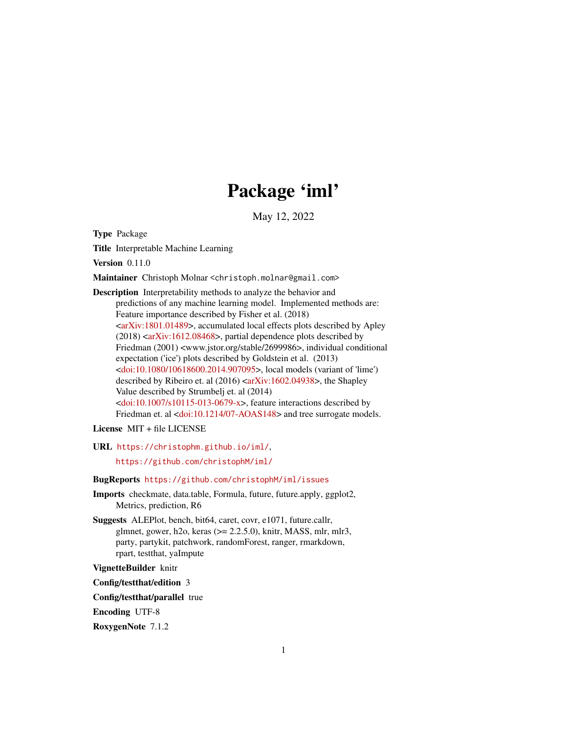# Package 'iml'

May 12, 2022

**Type** Package

**Title** Interpretable Machine Learning

**Version** 0.11.0

**Maintainer** Christoph Molnar <christoph.molnar@gmail.com>

**Description** Interpretability methods to analyze the behavior and predictions of any machine learning model. Implemented methods are: Feature importance described by Fisher et al. (2018) <arXiv:1801.01489>, accumulated local effects plots described by Apley (2018) <arXiv:1612.08468>, partial dependence plots described by Friedman (2001) <www.jstor.org/stable/2699986>, individual conditional expectation ('ice') plots described by Goldstein et al. (2013) <doi:10.1080/10618600.2014.907095>, local models (variant of 'lime') described by Ribeiro et. al (2016) <arXiv:1602.04938>, the Shapley Value described by Strumbelj et. al (2014) <doi:10.1007/s10115-013-0679-x>, feature interactions described by Friedman et. al <doi:10.1214/07-AOAS148> and tree surrogate models.

**License** MIT + file LICENSE

**URL** https://christophm.github.io/iml/, https://github.com/christophM/iml/

**BugReports** https://github.com/christophM/iml/issues

**Imports** checkmate, data.table, Formula, future, future.apply, ggplot2, Metrics, prediction, R6

**Suggests** ALEPlot, bench, bit64, caret, covr, e1071, future.callr, glmnet, gower, h2o, keras (>= 2.2.5.0), knitr, MASS, mlr, mlr3, party, partykit, patchwork, randomForest, ranger, rmarkdown, rpart, testthat, yaImpute

**VignetteBuilder** knitr

**Config/testthat/edition** 3

**Config/testthat/parallel** true

**Encoding** UTF-8

**RoxygenNote** 7.1.2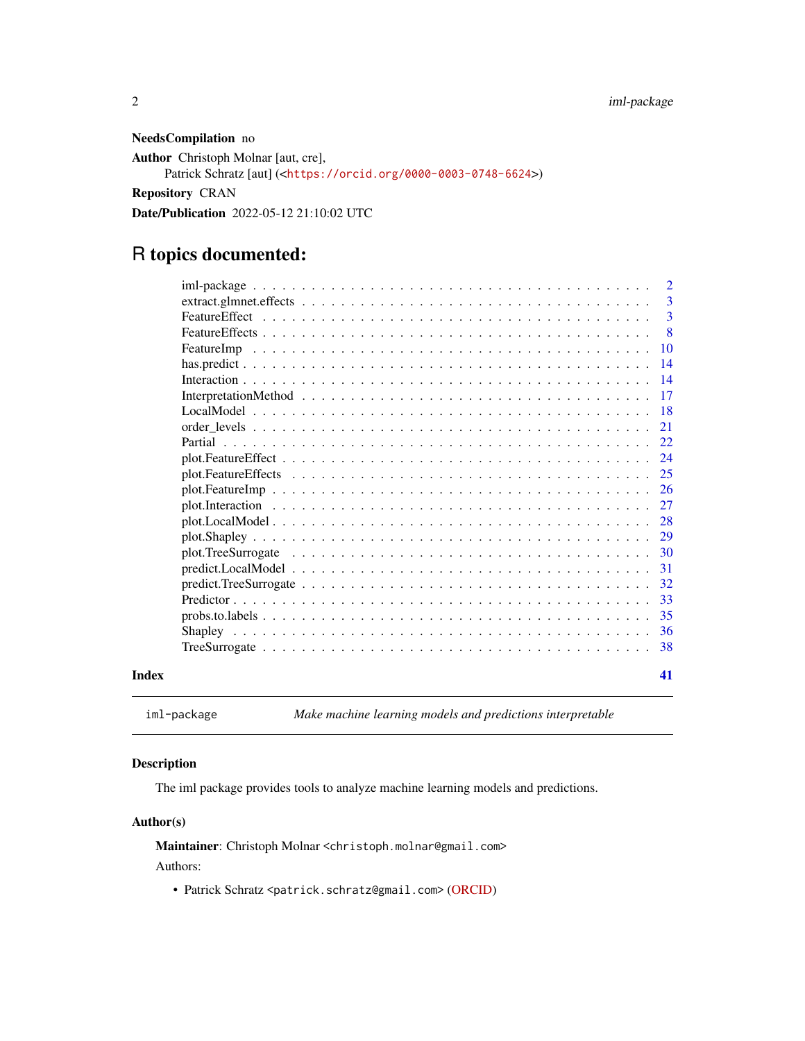**NeedsCompilation** no

**Author** Christoph Molnar [aut, cre],
Patrick Schratz [aut] (<https://orcid.org/0000-0003-0748-6624>)

**Repository** CRAN

**Date/Publication** 2022-05-12 21:10:02 UTC

# R topics documented:

| | |
|---|---|
| iml-package | 2 |
| extract.glmnet.effects | 3 |
| FeatureEffect | 3 |
| FeatureEffects | 8 |
| FeatureImp | 10 |
| has.predict | 14 |
| Interaction | 14 |
| InterpretationMethod | 17 |
| LocalModel | 18 |
| order_levels | 21 |
| Partial | 22 |
| plot.FeatureEffect | 24 |
| plot.FeatureEffects | 25 |
| plot.FeatureImp | 26 |
| plot.Interaction | 27 |
| plot.LocalModel | 28 |
| plot.Shapley | 29 |
| plot.TreeSurrogate | 30 |
| predict.LocalModel | 31 |
| predict.TreeSurrogate | 32 |
| Predictor | 33 |
| probs.to.labels | 35 |
| Shapley | 36 |
| TreeSurrogate | 38 |

**Index** **41**

---

`iml-package` *Make machine learning models and predictions interpretable*

---

### Description

The iml package provides tools to analyze machine learning models and predictions.

### Author(s)

**Maintainer**: Christoph Molnar <christoph.molnar@gmail.com>

Authors:

- Patrick Schratz <patrick.schratz@gmail.com> (ORCID)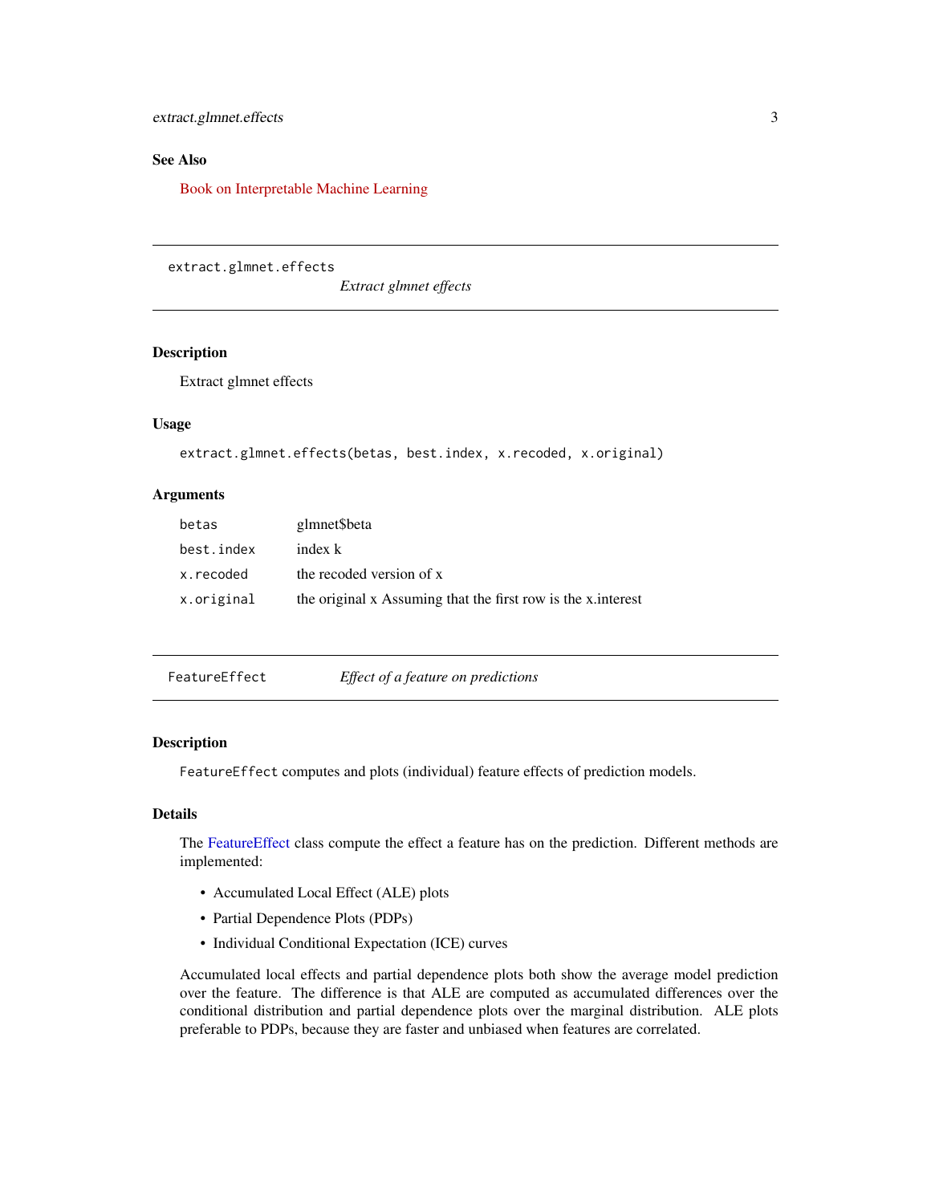## See Also

Book on Interpretable Machine Learning

---

## extract.glmnet.effects

*Extract glmnet effects*

### Description

Extract glmnet effects

### Usage

```
extract.glmnet.effects(betas, best.index, x.recoded, x.original)
```

### Arguments

| | |
|---|---|
| betas | glmnet$beta |
| best.index | index k |
| x.recoded | the recoded version of x |
| x.original | the original x Assuming that the first row is the x.interest |

---

## FeatureEffect

*Effect of a feature on predictions*

### Description

`FeatureEffect` computes and plots (individual) feature effects of prediction models.

### Details

The FeatureEffect class compute the effect a feature has on the prediction. Different methods are implemented:

- Accumulated Local Effect (ALE) plots
- Partial Dependence Plots (PDPs)
- Individual Conditional Expectation (ICE) curves

Accumulated local effects and partial dependence plots both show the average model prediction over the feature. The difference is that ALE are computed as accumulated differences over the conditional distribution and partial dependence plots over the marginal distribution. ALE plots preferable to PDPs, because they are faster and unbiased when features are correlated.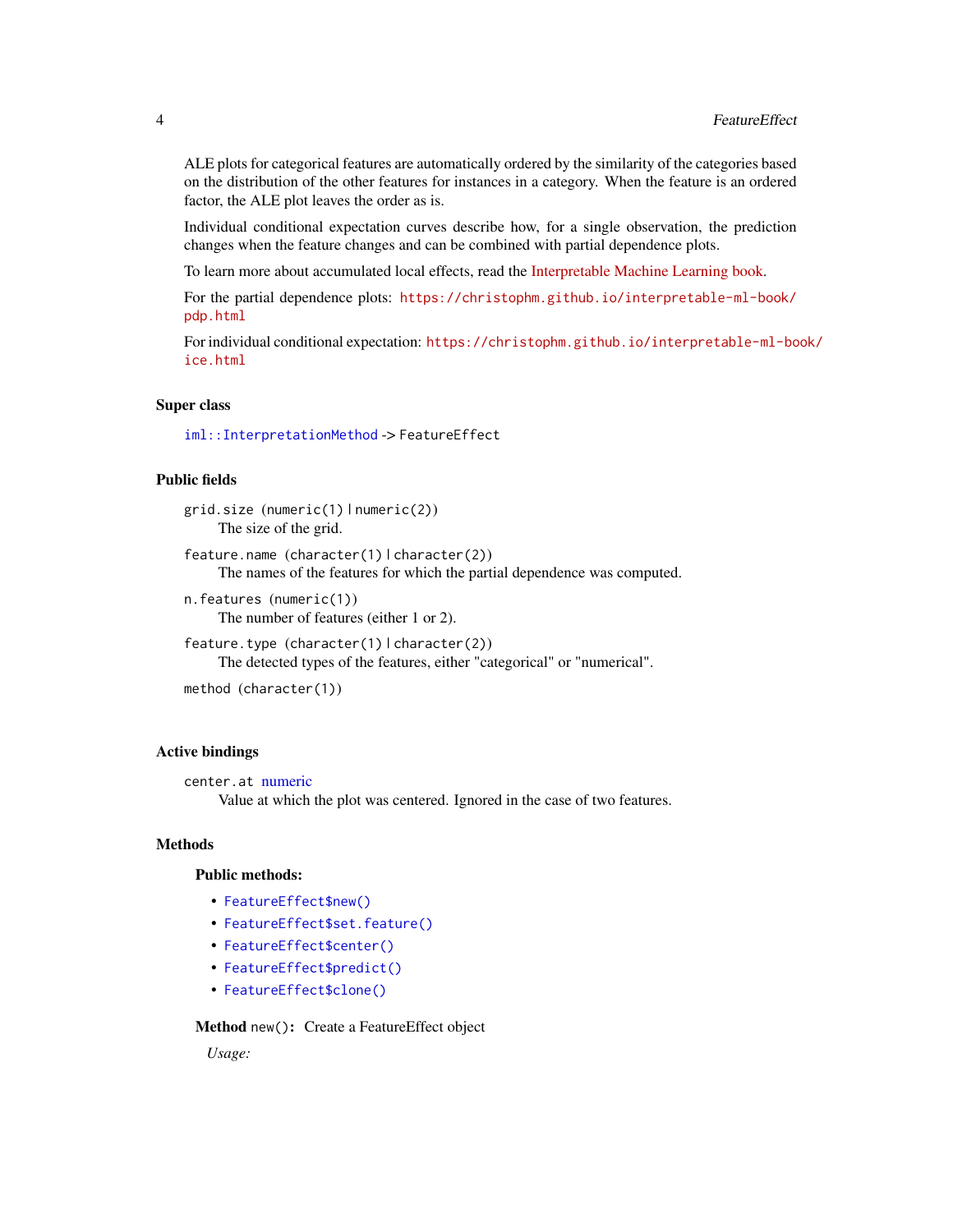ALE plots for categorical features are automatically ordered by the similarity of the categories based on the distribution of the other features for instances in a category. When the feature is an ordered factor, the ALE plot leaves the order as is.

Individual conditional expectation curves describe how, for a single observation, the prediction changes when the feature changes and can be combined with partial dependence plots.

To learn more about accumulated local effects, read the Interpretable Machine Learning book.

For the partial dependence plots: `https://christophm.github.io/interpretable-ml-book/pdp.html`

For individual conditional expectation: `https://christophm.github.io/interpretable-ml-book/ice.html`

### Super class

`iml::InterpretationMethod` -> `FeatureEffect`

### Public fields

`grid.size (numeric(1) | numeric(2))`
: The size of the grid.

`feature.name (character(1) | character(2))`
: The names of the features for which the partial dependence was computed.

`n.features (numeric(1))`
: The number of features (either 1 or 2).

`feature.type (character(1) | character(2))`
: The detected types of the features, either "categorical" or "numerical".

`method (character(1))`

### Active bindings

`center.at` numeric
: Value at which the plot was centered. Ignored in the case of two features.

### Methods

#### Public methods:

- `FeatureEffect$new()`
- `FeatureEffect$set.feature()`
- `FeatureEffect$center()`
- `FeatureEffect$predict()`
- `FeatureEffect$clone()`

**Method** `new()`**:** Create a FeatureEffect object

*Usage:*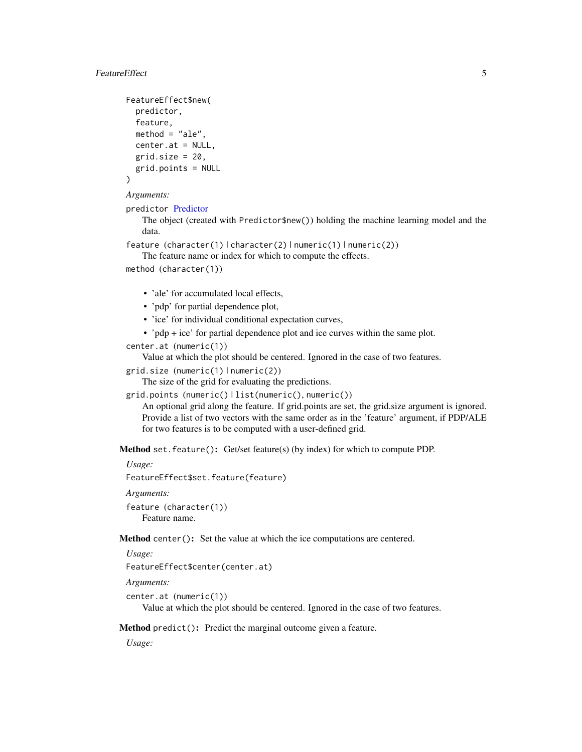```
FeatureEffect$new(
  predictor,
  feature,
  method = "ale",
  center.at = NULL,
  grid.size = 20,
  grid.points = NULL
)
```

*Arguments:*

`predictor` Predictor
: The object (created with `Predictor$new()`) holding the machine learning model and the data.

`feature (character(1) | character(2) | numeric(1) | numeric(2))`
: The feature name or index for which to compute the effects.

`method (character(1))`

- 'ale' for accumulated local effects,
- 'pdp' for partial dependence plot,
- 'ice' for individual conditional expectation curves,
- 'pdp + ice' for partial dependence plot and ice curves within the same plot.

`center.at (numeric(1))`
: Value at which the plot should be centered. Ignored in the case of two features.

`grid.size (numeric(1) | numeric(2))`
: The size of the grid for evaluating the predictions.

`grid.points (numeric() | list(numeric(), numeric())`
: An optional grid along the feature. If grid.points are set, the grid.size argument is ignored. Provide a list of two vectors with the same order as in the 'feature' argument, if PDP/ALE for two features is to be computed with a user-defined grid.

**Method** `set.feature()`**:** Get/set feature(s) (by index) for which to compute PDP.

*Usage:*

```
FeatureEffect$set.feature(feature)
```

*Arguments:*

`feature (character(1))`
: Feature name.

**Method** `center()`**:** Set the value at which the ice computations are centered.

*Usage:*

```
FeatureEffect$center(center.at)
```

*Arguments:*

`center.at (numeric(1))`
: Value at which the plot should be centered. Ignored in the case of two features.

**Method** `predict()`**:** Predict the marginal outcome given a feature.

*Usage:*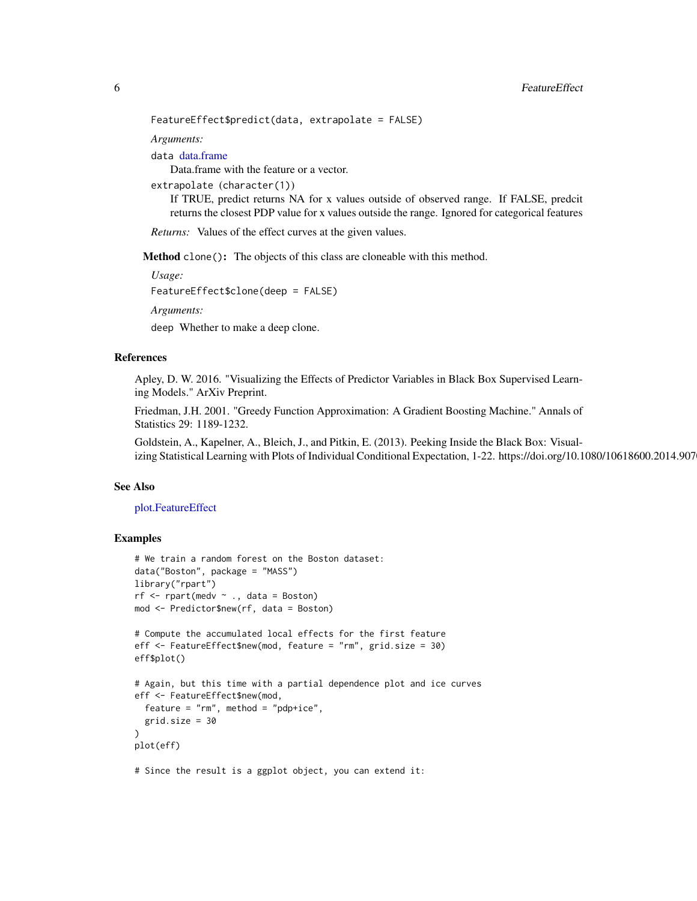```
FeatureEffect$predict(data, extrapolate = FALSE)
```

*Arguments:*

`data` data.frame
Data.frame with the feature or a vector.

`extrapolate (character(1))`
If TRUE, predict returns NA for x values outside of observed range. If FALSE, predcit returns the closest PDP value for x values outside the range. Ignored for categorical features

*Returns:* Values of the effect curves at the given values.

**Method** `clone()`: The objects of this class are cloneable with this method.

*Usage:*

```
FeatureEffect$clone(deep = FALSE)
```

*Arguments:*

`deep` Whether to make a deep clone.

## References

Apley, D. W. 2016. "Visualizing the Effects of Predictor Variables in Black Box Supervised Learning Models." ArXiv Preprint.

Friedman, J.H. 2001. "Greedy Function Approximation: A Gradient Boosting Machine." Annals of Statistics 29: 1189-1232.

Goldstein, A., Kapelner, A., Bleich, J., and Pitkin, E. (2013). Peeking Inside the Black Box: Visualizing Statistical Learning with Plots of Individual Conditional Expectation, 1-22. https://doi.org/10.1080/10618600.2014.907

## See Also

plot.FeatureEffect

## Examples

```
# We train a random forest on the Boston dataset:
data("Boston", package = "MASS")
library("rpart")
rf <- rpart(medv ~ ., data = Boston)
mod <- Predictor$new(rf, data = Boston)

# Compute the accumulated local effects for the first feature
eff <- FeatureEffect$new(mod, feature = "rm", grid.size = 30)
eff$plot()

# Again, but this time with a partial dependence plot and ice curves
eff <- FeatureEffect$new(mod,
  feature = "rm", method = "pdp+ice",
  grid.size = 30
)
plot(eff)

# Since the result is a ggplot object, you can extend it:
```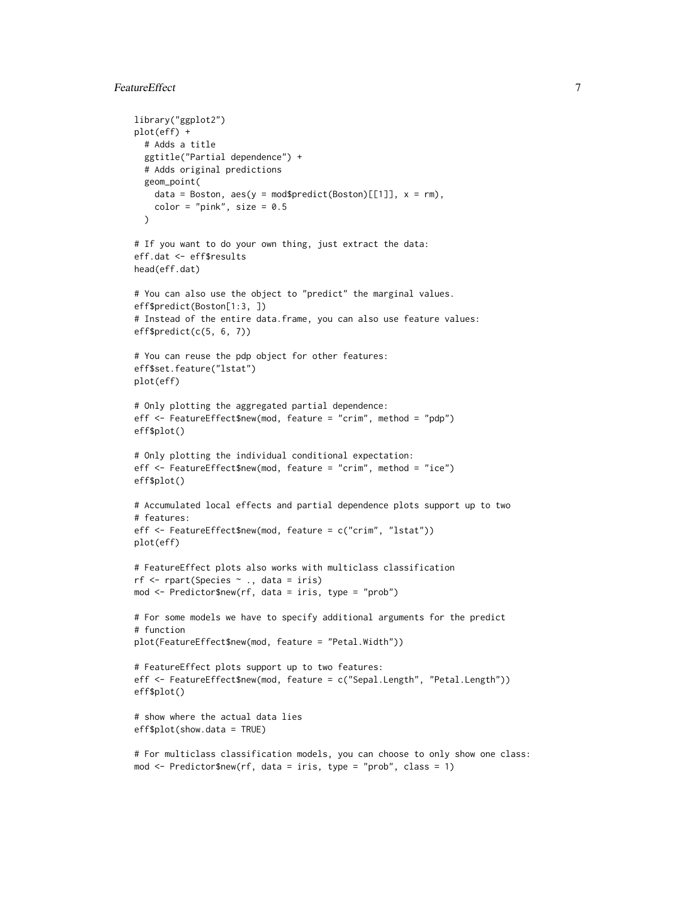```
library("ggplot2")
plot(eff) +
  # Adds a title
  ggtitle("Partial dependence") +
  # Adds original predictions
  geom_point(
    data = Boston, aes(y = mod$predict(Boston)[[1]], x = rm),
    color = "pink", size = 0.5
  )

# If you want to do your own thing, just extract the data:
eff.dat <- eff$results
head(eff.dat)

# You can also use the object to "predict" the marginal values.
eff$predict(Boston[1:3, ])
# Instead of the entire data.frame, you can also use feature values:
eff$predict(c(5, 6, 7))

# You can reuse the pdp object for other features:
eff$set.feature("lstat")
plot(eff)

# Only plotting the aggregated partial dependence:
eff <- FeatureEffect$new(mod, feature = "crim", method = "pdp")
eff$plot()

# Only plotting the individual conditional expectation:
eff <- FeatureEffect$new(mod, feature = "crim", method = "ice")
eff$plot()

# Accumulated local effects and partial dependence plots support up to two
# features:
eff <- FeatureEffect$new(mod, feature = c("crim", "lstat"))
plot(eff)

# FeatureEffect plots also works with multiclass classification
rf <- rpart(Species ~ ., data = iris)
mod <- Predictor$new(rf, data = iris, type = "prob")

# For some models we have to specify additional arguments for the predict
# function
plot(FeatureEffect$new(mod, feature = "Petal.Width"))

# FeatureEffect plots support up to two features:
eff <- FeatureEffect$new(mod, feature = c("Sepal.Length", "Petal.Length"))
eff$plot()

# show where the actual data lies
eff$plot(show.data = TRUE)

# For multiclass classification models, you can choose to only show one class:
mod <- Predictor$new(rf, data = iris, type = "prob", class = 1)
```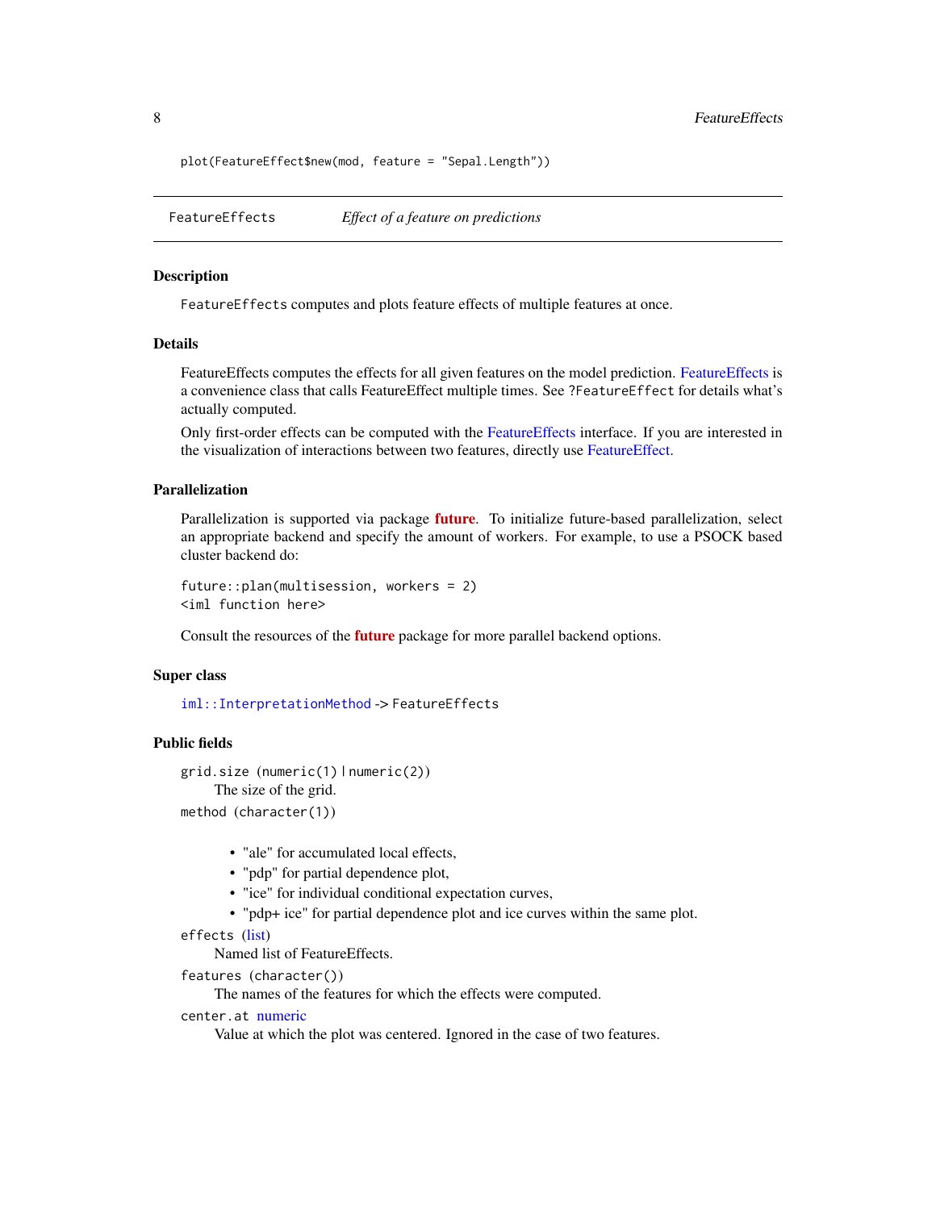```
plot(FeatureEffect$new(mod, feature = "Sepal.Length"))
```

---

`FeatureEffects` *Effect of a feature on predictions*

---

### Description

`FeatureEffects` computes and plots feature effects of multiple features at once.

### Details

FeatureEffects computes the effects for all given features on the model prediction. FeatureEffects is a convenience class that calls FeatureEffect multiple times. See `?FeatureEffect` for details what's actually computed.

Only first-order effects can be computed with the FeatureEffects interface. If you are interested in the visualization of interactions between two features, directly use FeatureEffect.

### Parallelization

Parallelization is supported via package **future**. To initialize future-based parallelization, select an appropriate backend and specify the amount of workers. For example, to use a PSOCK based cluster backend do:

```
future::plan(multisession, workers = 2)
<iml function here>
```

Consult the resources of the **future** package for more parallel backend options.

### Super class

`iml::InterpretationMethod` -> `FeatureEffects`

### Public fields

`grid.size (numeric(1) | numeric(2))`
: The size of the grid.

`method (character(1))`

- "ale" for accumulated local effects,
- "pdp" for partial dependence plot,
- "ice" for individual conditional expectation curves,
- "pdp+ ice" for partial dependence plot and ice curves within the same plot.

`effects (list)`
: Named list of FeatureEffects.

`features (character())`
: The names of the features for which the effects were computed.

`center.at numeric`
: Value at which the plot was centered. Ignored in the case of two features.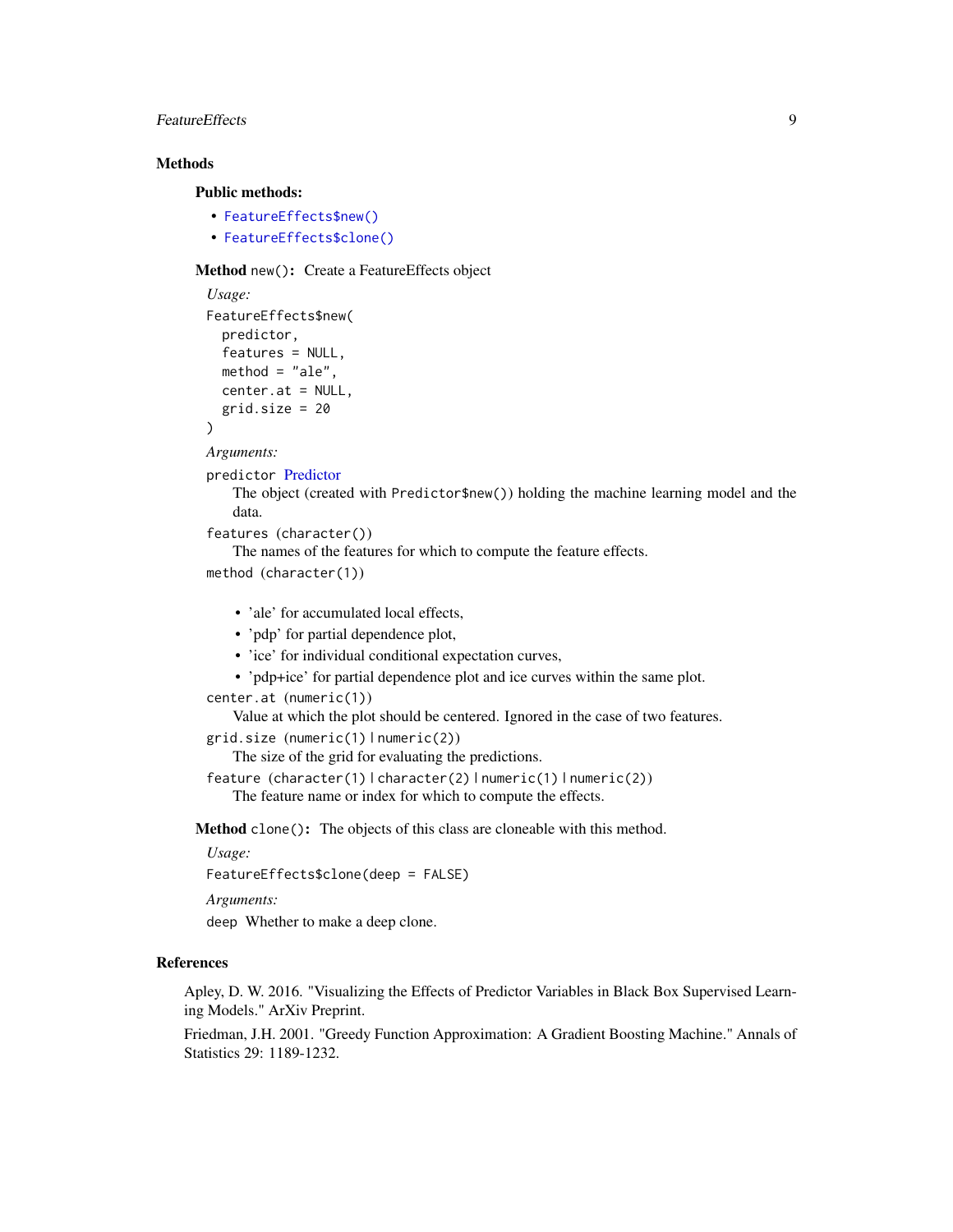## Methods

### Public methods:

- `FeatureEffects$new()`
- `FeatureEffects$clone()`

**Method** `new()`**:** Create a FeatureEffects object

*Usage:*

```
FeatureEffects$new(
  predictor,
  features = NULL,
  method = "ale",
  center.at = NULL,
  grid.size = 20
)
```

*Arguments:*

`predictor` Predictor
: The object (created with `Predictor$new()`) holding the machine learning model and the data.

`features` `(character())`
: The names of the features for which to compute the feature effects.

`method` `(character(1))`

- 'ale' for accumulated local effects,
- 'pdp' for partial dependence plot,
- 'ice' for individual conditional expectation curves,
- 'pdp+ice' for partial dependence plot and ice curves within the same plot.

`center.at` `(numeric(1))`
: Value at which the plot should be centered. Ignored in the case of two features.

`grid.size` `(numeric(1) | numeric(2))`
: The size of the grid for evaluating the predictions.

`feature` `(character(1) | character(2) | numeric(1) | numeric(2))`
: The feature name or index for which to compute the effects.

**Method** `clone()`**:** The objects of this class are cloneable with this method.

*Usage:*

```
FeatureEffects$clone(deep = FALSE)
```

*Arguments:*

`deep` Whether to make a deep clone.

## References

Apley, D. W. 2016. "Visualizing the Effects of Predictor Variables in Black Box Supervised Learning Models." ArXiv Preprint.

Friedman, J.H. 2001. "Greedy Function Approximation: A Gradient Boosting Machine." Annals of Statistics 29: 1189-1232.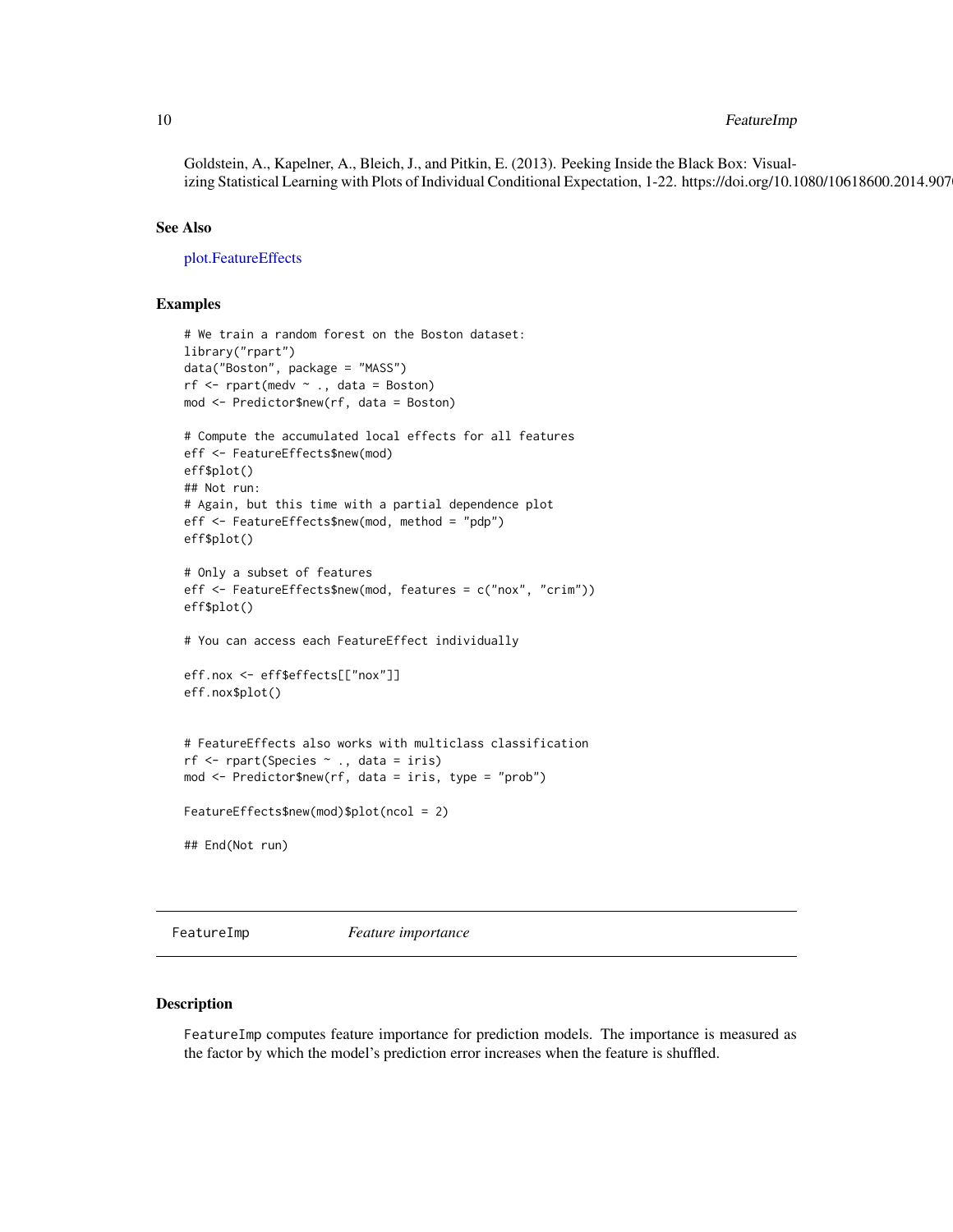Goldstein, A., Kapelner, A., Bleich, J., and Pitkin, E. (2013). Peeking Inside the Black Box: Visualizing Statistical Learning with Plots of Individual Conditional Expectation, 1-22. https://doi.org/10.1080/10618600.2014.907

## See Also

plot.FeatureEffects

## Examples

```
# We train a random forest on the Boston dataset:
library("rpart")
data("Boston", package = "MASS")
rf <- rpart(medv ~ ., data = Boston)
mod <- Predictor$new(rf, data = Boston)

# Compute the accumulated local effects for all features
eff <- FeatureEffects$new(mod)
eff$plot()
## Not run:
# Again, but this time with a partial dependence plot
eff <- FeatureEffects$new(mod, method = "pdp")
eff$plot()

# Only a subset of features
eff <- FeatureEffects$new(mod, features = c("nox", "crim"))
eff$plot()

# You can access each FeatureEffect individually

eff.nox <- eff$effects[["nox"]]
eff.nox$plot()


# FeatureEffects also works with multiclass classification
rf <- rpart(Species ~ ., data = iris)
mod <- Predictor$new(rf, data = iris, type = "prob")

FeatureEffects$new(mod)$plot(ncol = 2)

## End(Not run)
```

# FeatureImp *Feature importance*

## Description

FeatureImp computes feature importance for prediction models. The importance is measured as the factor by which the model's prediction error increases when the feature is shuffled.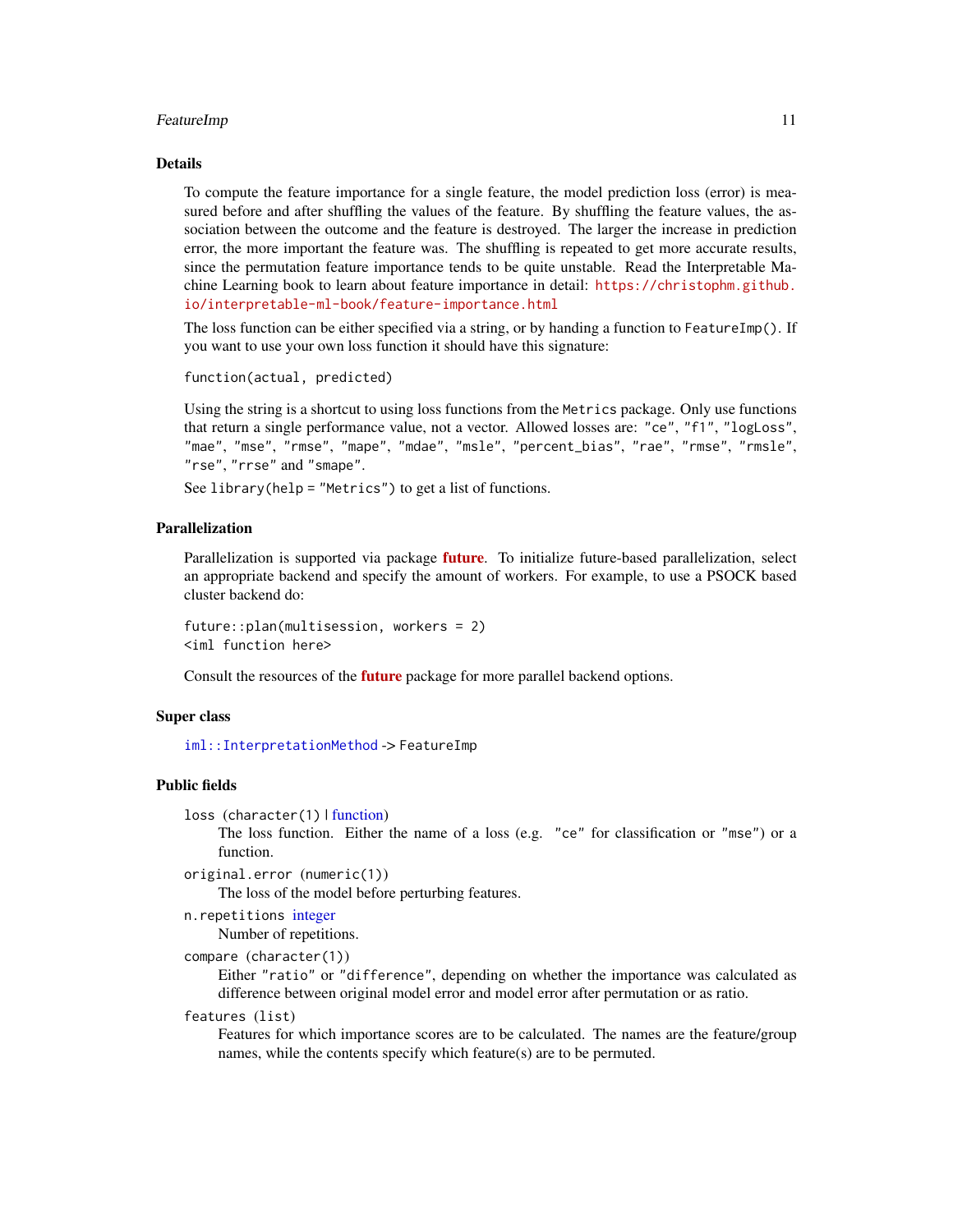### Details

To compute the feature importance for a single feature, the model prediction loss (error) is measured before and after shuffling the values of the feature. By shuffling the feature values, the association between the outcome and the feature is destroyed. The larger the increase in prediction error, the more important the feature was. The shuffling is repeated to get more accurate results, since the permutation feature importance tends to be quite unstable. Read the Interpretable Machine Learning book to learn about feature importance in detail: https://christophm.github.io/interpretable-ml-book/feature-importance.html

The loss function can be either specified via a string, or by handing a function to `FeatureImp()`. If you want to use your own loss function it should have this signature:

```
function(actual, predicted)
```

Using the string is a shortcut to using loss functions from the `Metrics` package. Only use functions that return a single performance value, not a vector. Allowed losses are: `"ce"`, `"f1"`, `"logLoss"`, `"mae"`, `"mse"`, `"rmse"`, `"mape"`, `"mdae"`, `"msle"`, `"percent_bias"`, `"rae"`, `"rmse"`, `"rmsle"`, `"rse"`, `"rrse"` and `"smape"`.

See `library(help = "Metrics")` to get a list of functions.

### Parallelization

Parallelization is supported via package **future**. To initialize future-based parallelization, select an appropriate backend and specify the amount of workers. For example, to use a PSOCK based cluster backend do:

```
future::plan(multisession, workers = 2)
<iml function here>
```

Consult the resources of the **future** package for more parallel backend options.

### Super class

`iml::InterpretationMethod` -> `FeatureImp`

### Public fields

`loss` (`character(1)` | function)
: The loss function. Either the name of a loss (e.g. `"ce"` for classification or `"mse"`) or a function.

`original.error` (`numeric(1)`)
: The loss of the model before perturbing features.

`n.repetitions` integer
: Number of repetitions.

`compare` (`character(1)`)
: Either `"ratio"` or `"difference"`, depending on whether the importance was calculated as difference between original model error and model error after permutation or as ratio.

`features` (`list`)
: Features for which importance scores are to be calculated. The names are the feature/group names, while the contents specify which feature(s) are to be permuted.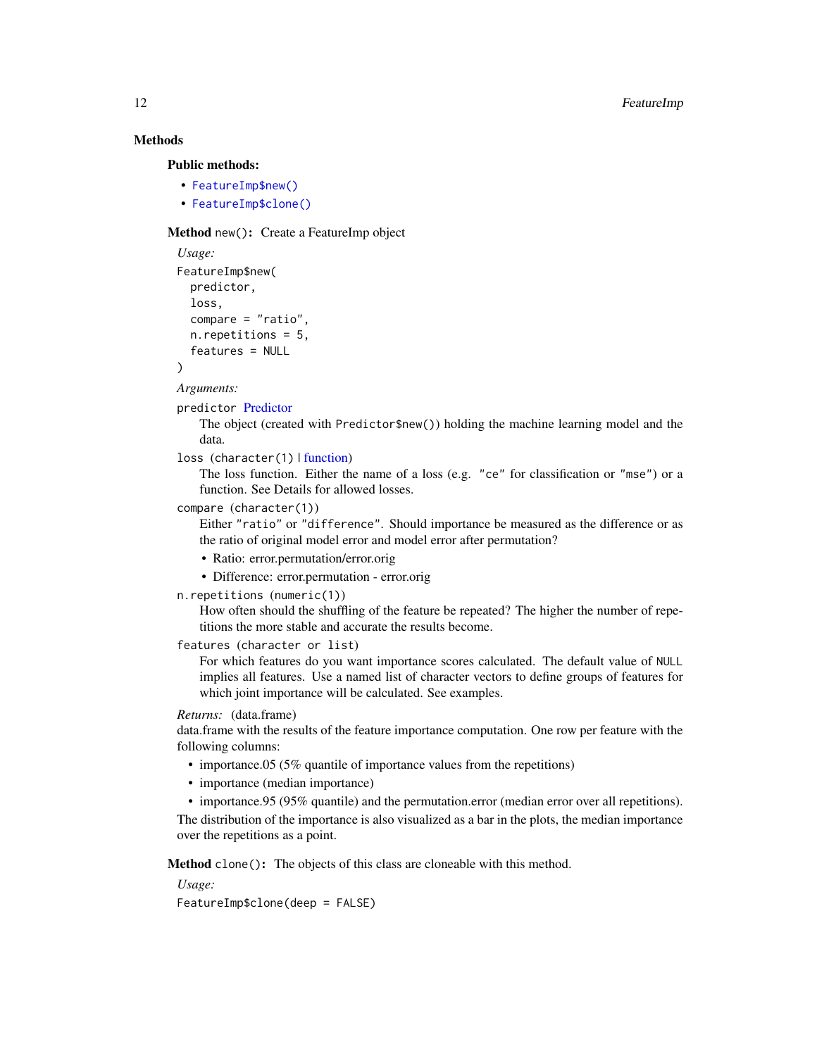### Methods

#### Public methods:

- `FeatureImp$new()`
- `FeatureImp$clone()`

**Method** `new()`: Create a FeatureImp object

*Usage:*

```
FeatureImp$new(
  predictor,
  loss,
  compare = "ratio",
  n.repetitions = 5,
  features = NULL
)
```

*Arguments:*

`predictor` Predictor
: The object (created with `Predictor$new()`) holding the machine learning model and the data.

`loss (character(1) | function)`
: The loss function. Either the name of a loss (e.g. `"ce"` for classification or `"mse"`) or a function. See Details for allowed losses.

`compare (character(1))`
: Either `"ratio"` or `"difference"`. Should importance be measured as the difference or as the ratio of original model error and model error after permutation?
  - Ratio: error.permutation/error.orig
  - Difference: error.permutation - error.orig

`n.repetitions (numeric(1))`
: How often should the shuffling of the feature be repeated? The higher the number of repetitions the more stable and accurate the results become.

`features (character or list)`
: For which features do you want importance scores calculated. The default value of `NULL` implies all features. Use a named list of character vectors to define groups of features for which joint importance will be calculated. See examples.

*Returns:* (data.frame)
data.frame with the results of the feature importance computation. One row per feature with the following columns:

- importance.05 (5% quantile of importance values from the repetitions)
- importance (median importance)
- importance.95 (95% quantile) and the permutation.error (median error over all repetitions).

The distribution of the importance is also visualized as a bar in the plots, the median importance over the repetitions as a point.

**Method** `clone()`: The objects of this class are cloneable with this method.

*Usage:*

```
FeatureImp$clone(deep = FALSE)
```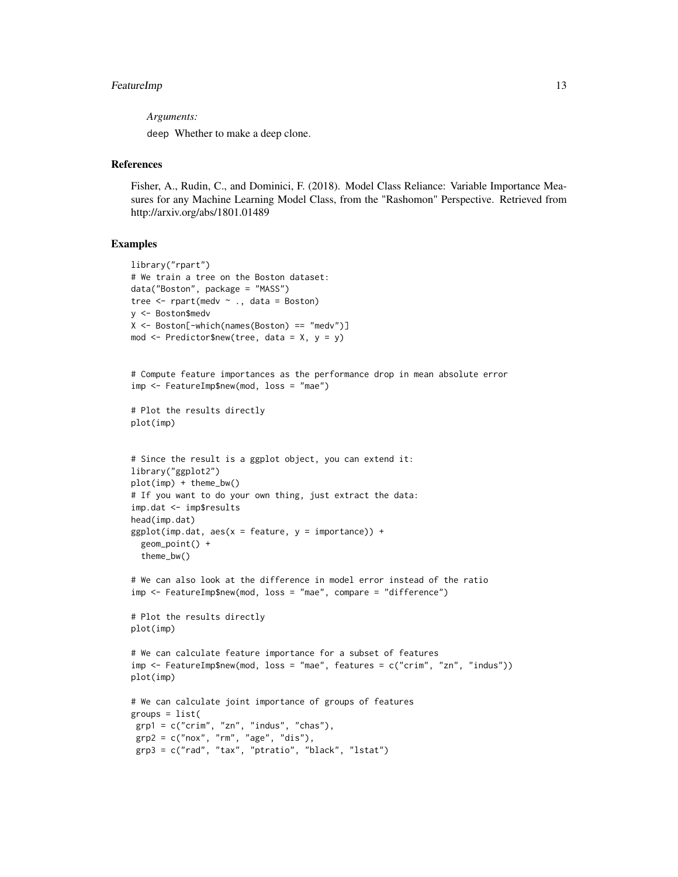*Arguments:*

`deep` Whether to make a deep clone.

## References

Fisher, A., Rudin, C., and Dominici, F. (2018). Model Class Reliance: Variable Importance Measures for any Machine Learning Model Class, from the "Rashomon" Perspective. Retrieved from http://arxiv.org/abs/1801.01489

## Examples

```
library("rpart")
# We train a tree on the Boston dataset:
data("Boston", package = "MASS")
tree <- rpart(medv ~ ., data = Boston)
y <- Boston$medv
X <- Boston[-which(names(Boston) == "medv")]
mod <- Predictor$new(tree, data = X, y = y)


# Compute feature importances as the performance drop in mean absolute error
imp <- FeatureImp$new(mod, loss = "mae")

# Plot the results directly
plot(imp)


# Since the result is a ggplot object, you can extend it:
library("ggplot2")
plot(imp) + theme_bw()
# If you want to do your own thing, just extract the data:
imp.dat <- imp$results
head(imp.dat)
ggplot(imp.dat, aes(x = feature, y = importance)) +
  geom_point() +
  theme_bw()

# We can also look at the difference in model error instead of the ratio
imp <- FeatureImp$new(mod, loss = "mae", compare = "difference")

# Plot the results directly
plot(imp)

# We can calculate feature importance for a subset of features
imp <- FeatureImp$new(mod, loss = "mae", features = c("crim", "zn", "indus"))
plot(imp)

# We can calculate joint importance of groups of features
groups = list(
 grp1 = c("crim", "zn", "indus", "chas"),
 grp2 = c("nox", "rm", "age", "dis"),
 grp3 = c("rad", "tax", "ptratio", "black", "lstat")
```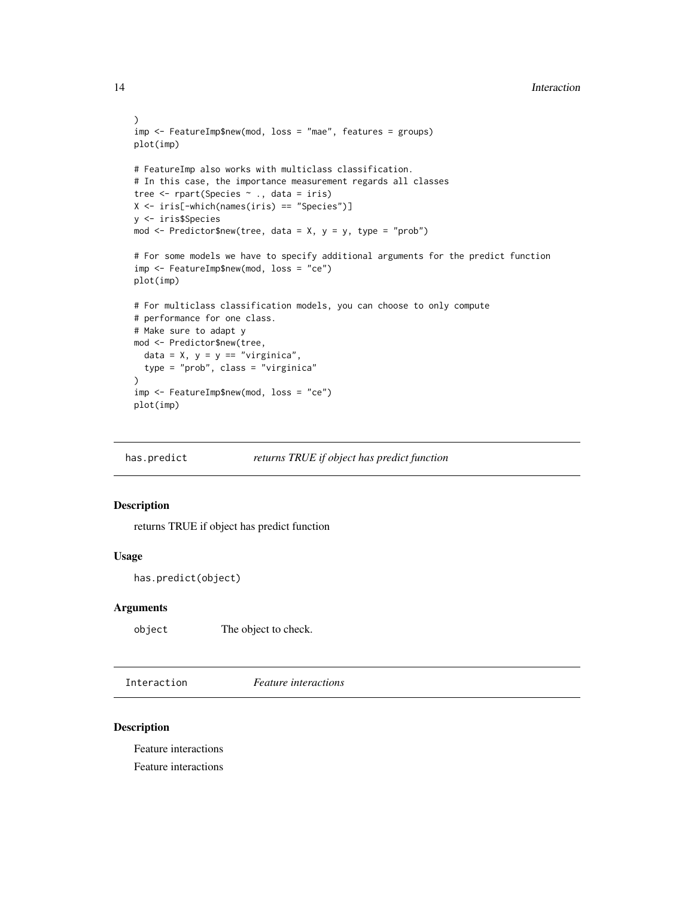```
)
imp <- FeatureImp$new(mod, loss = "mae", features = groups)
plot(imp)

# FeatureImp also works with multiclass classification.
# In this case, the importance measurement regards all classes
tree <- rpart(Species ~ ., data = iris)
X <- iris[-which(names(iris) == "Species")]
y <- iris$Species
mod <- Predictor$new(tree, data = X, y = y, type = "prob")

# For some models we have to specify additional arguments for the predict function
imp <- FeatureImp$new(mod, loss = "ce")
plot(imp)

# For multiclass classification models, you can choose to only compute
# performance for one class.
# Make sure to adapt y
mod <- Predictor$new(tree,
  data = X, y = y == "virginica",
  type = "prob", class = "virginica"
)
imp <- FeatureImp$new(mod, loss = "ce")
plot(imp)
```

## has.predict — *returns TRUE if object has predict function*

### Description

returns TRUE if object has predict function

### Usage

```
has.predict(object)
```

### Arguments

| | |
|---|---|
| object | The object to check. |

## Interaction — *Feature interactions*

### Description

Feature interactions

Feature interactions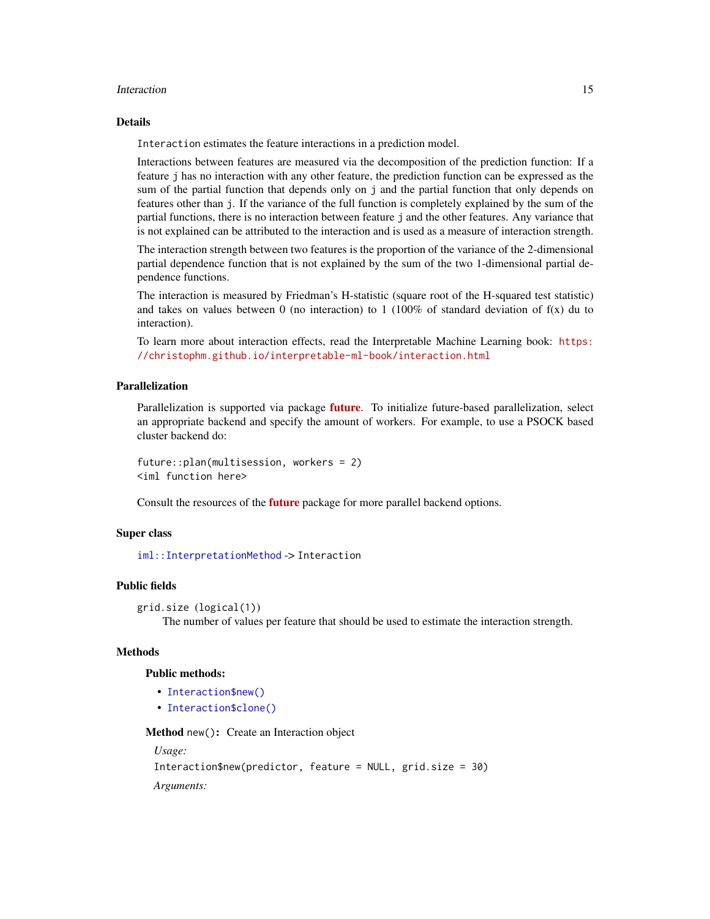## Details

`Interaction` estimates the feature interactions in a prediction model.

Interactions between features are measured via the decomposition of the prediction function: If a feature `j` has no interaction with any other feature, the prediction function can be expressed as the sum of the partial function that depends only on `j` and the partial function that only depends on features other than `j`. If the variance of the full function is completely explained by the sum of the partial functions, there is no interaction between feature `j` and the other features. Any variance that is not explained can be attributed to the interaction and is used as a measure of interaction strength.

The interaction strength between two features is the proportion of the variance of the 2-dimensional partial dependence function that is not explained by the sum of the two 1-dimensional partial dependence functions.

The interaction is measured by Friedman's H-statistic (square root of the H-squared test statistic) and takes on values between 0 (no interaction) to 1 (100% of standard deviation of f(x) du to interaction).

To learn more about interaction effects, read the Interpretable Machine Learning book: https://christophm.github.io/interpretable-ml-book/interaction.html

## Parallelization

Parallelization is supported via package **future**. To initialize future-based parallelization, select an appropriate backend and specify the amount of workers. For example, to use a PSOCK based cluster backend do:

```
future::plan(multisession, workers = 2)
<iml function here>
```

Consult the resources of the **future** package for more parallel backend options.

## Super class

`iml::InterpretationMethod` -> `Interaction`

## Public fields

`grid.size (logical(1))`
: The number of values per feature that should be used to estimate the interaction strength.

## Methods

### Public methods:

- `Interaction$new()`
- `Interaction$clone()`

**Method** `new()`: Create an Interaction object

*Usage:*

```
Interaction$new(predictor, feature = NULL, grid.size = 30)
```

*Arguments:*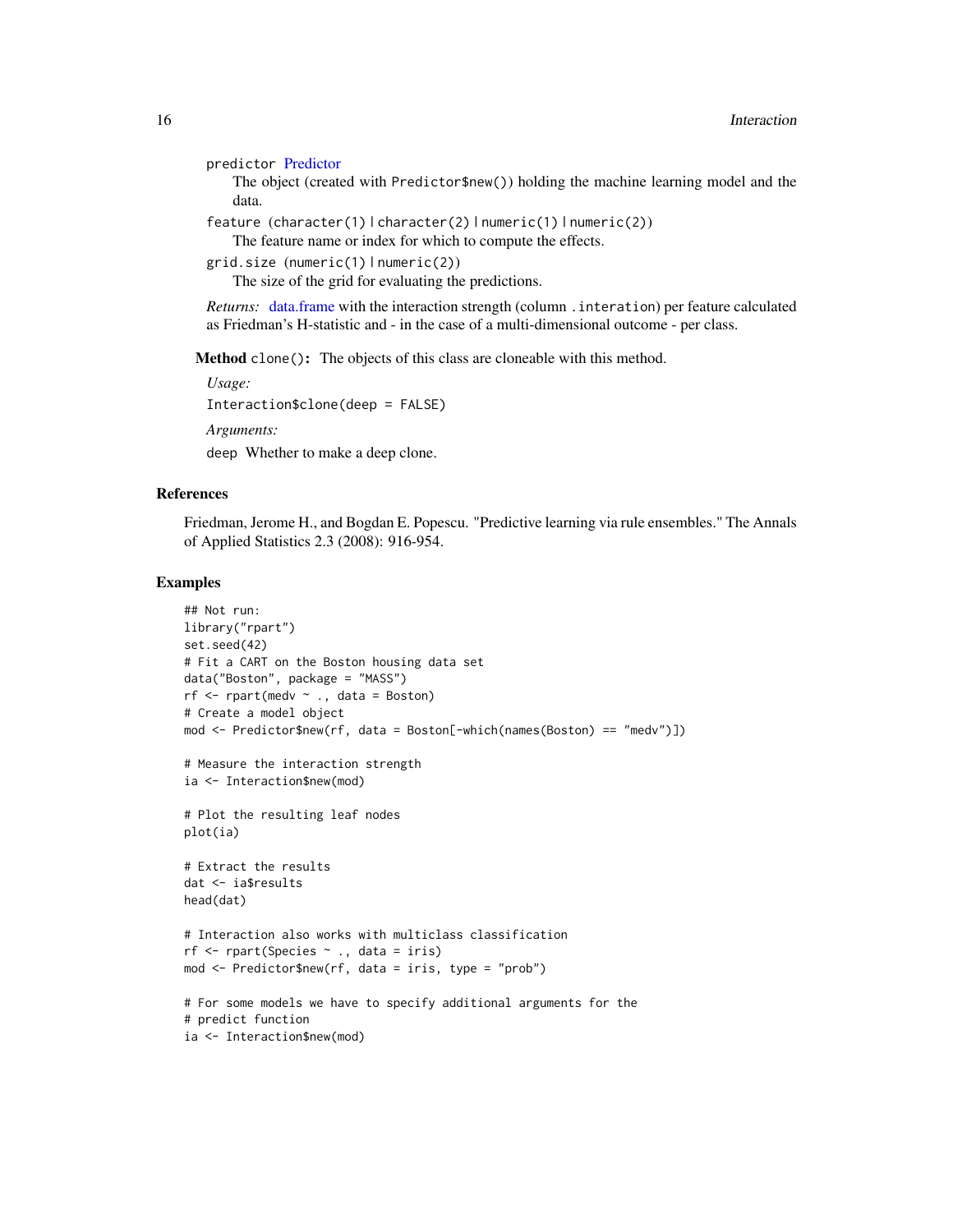predictor Predictor
: The object (created with `Predictor$new()`) holding the machine learning model and the data.

feature (character(1) | character(2) | numeric(1) | numeric(2))
: The feature name or index for which to compute the effects.

grid.size (numeric(1) | numeric(2))
: The size of the grid for evaluating the predictions.

*Returns:* data.frame with the interaction strength (column `.interation`) per feature calculated as Friedman's H-statistic and - in the case of a multi-dimensional outcome - per class.

**Method** `clone()`**:** The objects of this class are cloneable with this method.

*Usage:*

```
Interaction$clone(deep = FALSE)
```

*Arguments:*

deep Whether to make a deep clone.

## References

Friedman, Jerome H., and Bogdan E. Popescu. "Predictive learning via rule ensembles." The Annals of Applied Statistics 2.3 (2008): 916-954.

## Examples

```
## Not run:
library("rpart")
set.seed(42)
# Fit a CART on the Boston housing data set
data("Boston", package = "MASS")
rf <- rpart(medv ~ ., data = Boston)
# Create a model object
mod <- Predictor$new(rf, data = Boston[-which(names(Boston) == "medv")])

# Measure the interaction strength
ia <- Interaction$new(mod)

# Plot the resulting leaf nodes
plot(ia)

# Extract the results
dat <- ia$results
head(dat)

# Interaction also works with multiclass classification
rf <- rpart(Species ~ ., data = iris)
mod <- Predictor$new(rf, data = iris, type = "prob")

# For some models we have to specify additional arguments for the
# predict function
ia <- Interaction$new(mod)
```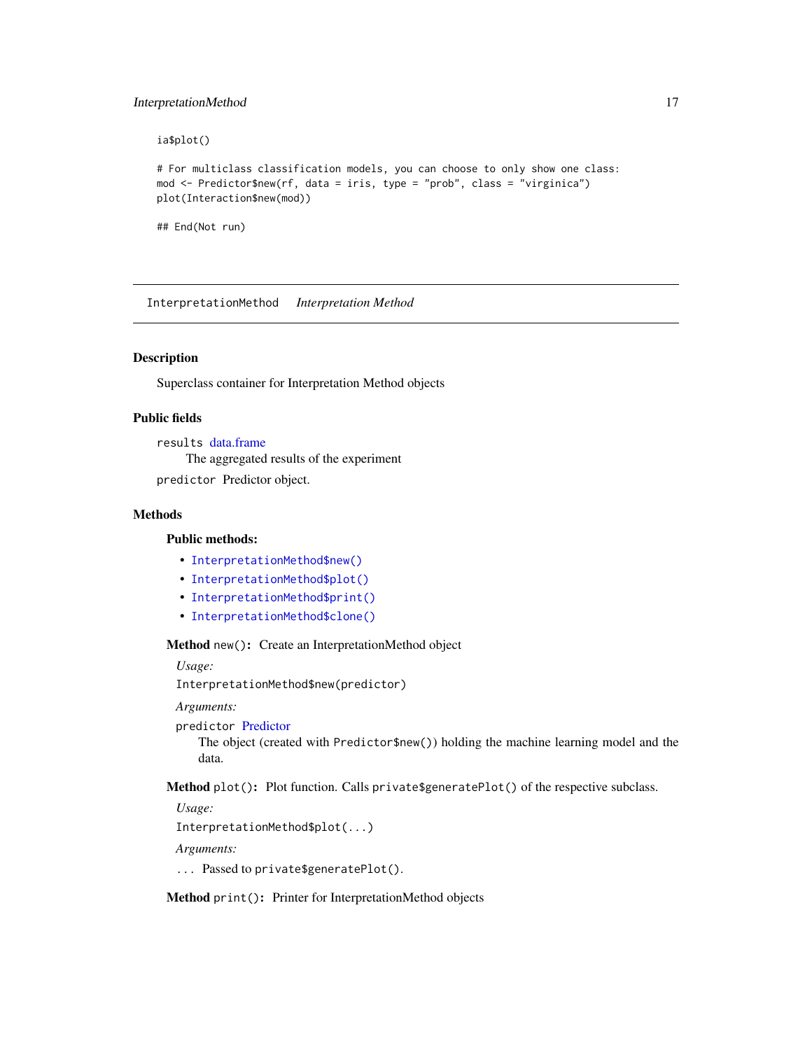```
ia$plot()

# For multiclass classification models, you can choose to only show one class:
mod <- Predictor$new(rf, data = iris, type = "prob", class = "virginica")
plot(Interaction$new(mod))

## End(Not run)
```

---

## InterpretationMethod    *Interpretation Method*

---

### Description

Superclass container for Interpretation Method objects

### Public fields

`results` data.frame
    The aggregated results of the experiment

`predictor` Predictor object.

### Methods

#### Public methods:

- `InterpretationMethod$new()`
- `InterpretationMethod$plot()`
- `InterpretationMethod$print()`
- `InterpretationMethod$clone()`

**Method** `new()`**:** Create an InterpretationMethod object

*Usage:*

`InterpretationMethod$new(predictor)`

*Arguments:*

`predictor` Predictor
    The object (created with `Predictor$new()`) holding the machine learning model and the data.

**Method** `plot()`**:** Plot function. Calls `private$generatePlot()` of the respective subclass.

*Usage:*

`InterpretationMethod$plot(...)`

*Arguments:*

`...` Passed to `private$generatePlot()`.

**Method** `print()`**:** Printer for InterpretationMethod objects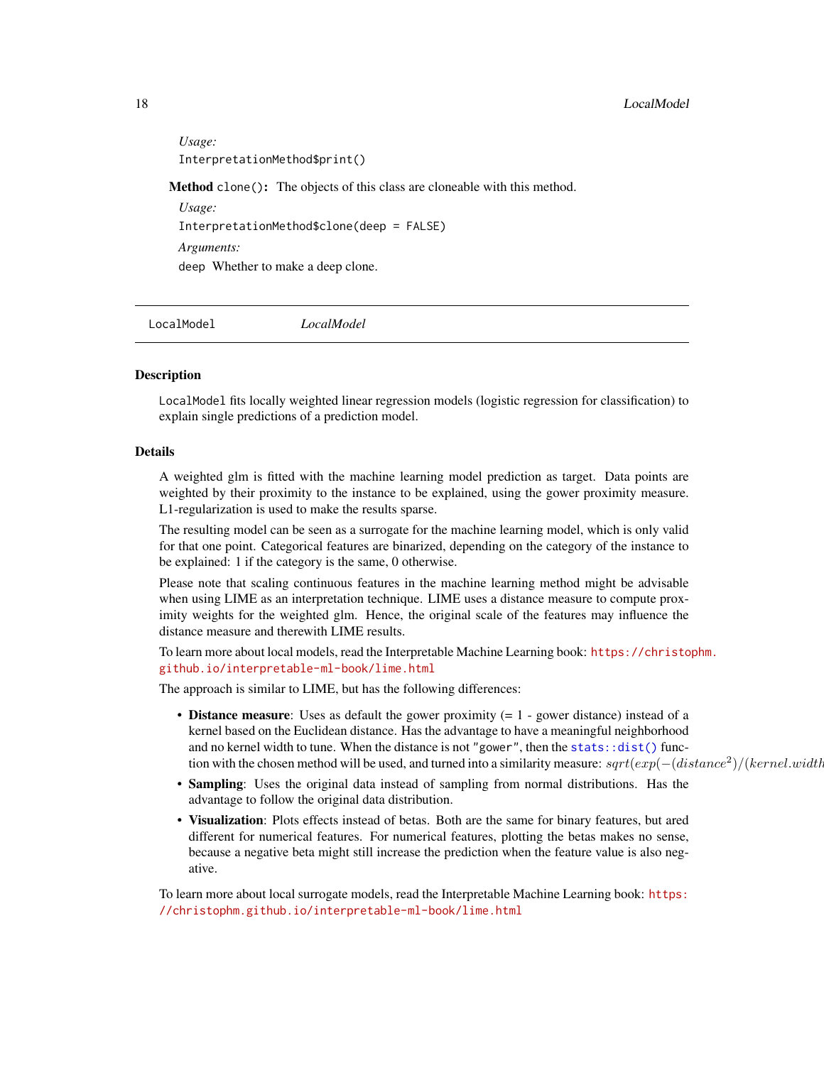*Usage:*

```
InterpretationMethod$print()
```

**Method** `clone()`: The objects of this class are cloneable with this method.

*Usage:*

```
InterpretationMethod$clone(deep = FALSE)
```

*Arguments:*

`deep` Whether to make a deep clone.

---

`LocalModel` *LocalModel*

---

## Description

`LocalModel` fits locally weighted linear regression models (logistic regression for classification) to explain single predictions of a prediction model.

## Details

A weighted glm is fitted with the machine learning model prediction as target. Data points are weighted by their proximity to the instance to be explained, using the gower proximity measure. L1-regularization is used to make the results sparse.

The resulting model can be seen as a surrogate for the machine learning model, which is only valid for that one point. Categorical features are binarized, depending on the category of the instance to be explained: 1 if the category is the same, 0 otherwise.

Please note that scaling continuous features in the machine learning method might be advisable when using LIME as an interpretation technique. LIME uses a distance measure to compute proximity weights for the weighted glm. Hence, the original scale of the features may influence the distance measure and therewith LIME results.

To learn more about local models, read the Interpretable Machine Learning book: https://christophm.github.io/interpretable-ml-book/lime.html

The approach is similar to LIME, but has the following differences:

- **Distance measure**: Uses as default the gower proximity (= 1 - gower distance) instead of a kernel based on the Euclidean distance. Has the advantage to have a meaningful neighborhood and no kernel width to tune. When the distance is not `"gower"`, then the `stats::dist()` function with the chosen method will be used, and turned into a similarity measure: $sqrt(exp(-(distance^2)/(kernel.width$
- **Sampling**: Uses the original data instead of sampling from normal distributions. Has the advantage to follow the original data distribution.
- **Visualization**: Plots effects instead of betas. Both are the same for binary features, but ared different for numerical features. For numerical features, plotting the betas makes no sense, because a negative beta might still increase the prediction when the feature value is also negative.

To learn more about local surrogate models, read the Interpretable Machine Learning book: https://christophm.github.io/interpretable-ml-book/lime.html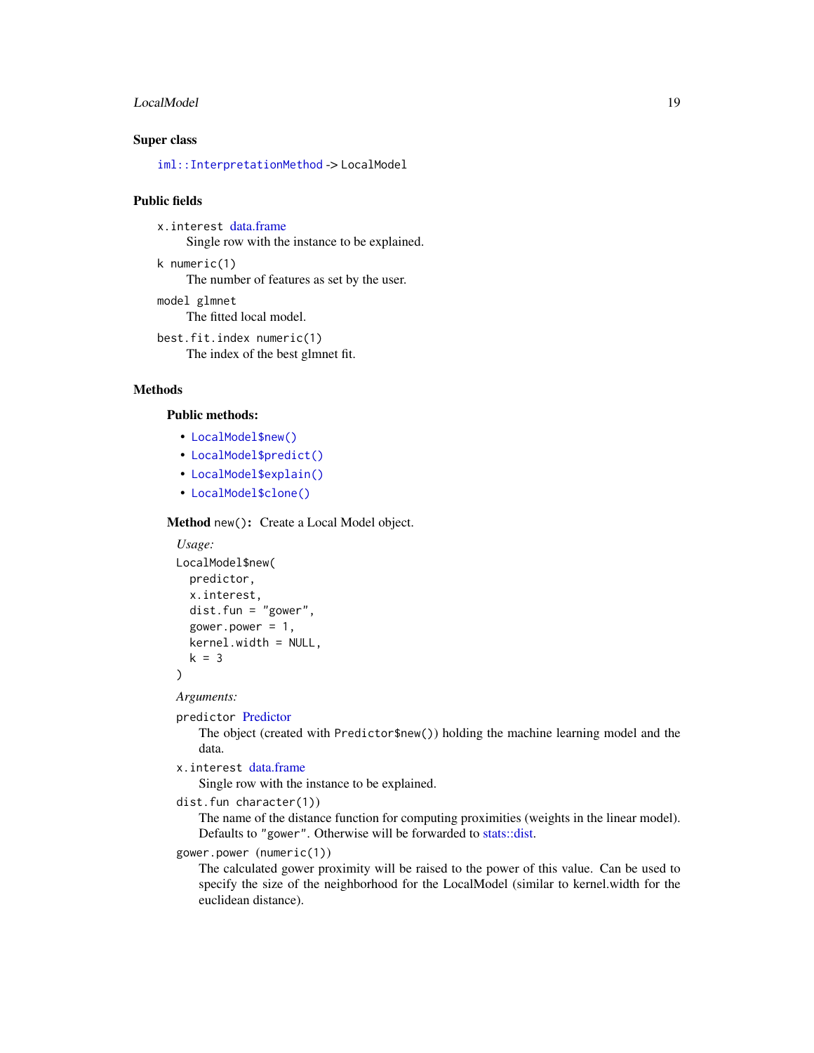### Super class

`iml::InterpretationMethod` -> `LocalModel`

### Public fields

`x.interest` data.frame
: Single row with the instance to be explained.

`k` `numeric(1)`
: The number of features as set by the user.

`model` `glmnet`
: The fitted local model.

`best.fit.index` `numeric(1)`
: The index of the best glmnet fit.

### Methods

#### Public methods:

- `LocalModel$new()`
- `LocalModel$predict()`
- `LocalModel$explain()`
- `LocalModel$clone()`

**Method** `new()`**:** Create a Local Model object.

*Usage:*

```
LocalModel$new(
  predictor,
  x.interest,
  dist.fun = "gower",
  gower.power = 1,
  kernel.width = NULL,
  k = 3
)
```

*Arguments:*

`predictor` Predictor
: The object (created with `Predictor$new()`) holding the machine learning model and the data.

`x.interest` data.frame
: Single row with the instance to be explained.

`dist.fun` `character(1))`
: The name of the distance function for computing proximities (weights in the linear model). Defaults to `"gower"`. Otherwise will be forwarded to stats::dist.

`gower.power` `(numeric(1))`
: The calculated gower proximity will be raised to the power of this value. Can be used to specify the size of the neighborhood for the LocalModel (similar to kernel.width for the euclidean distance).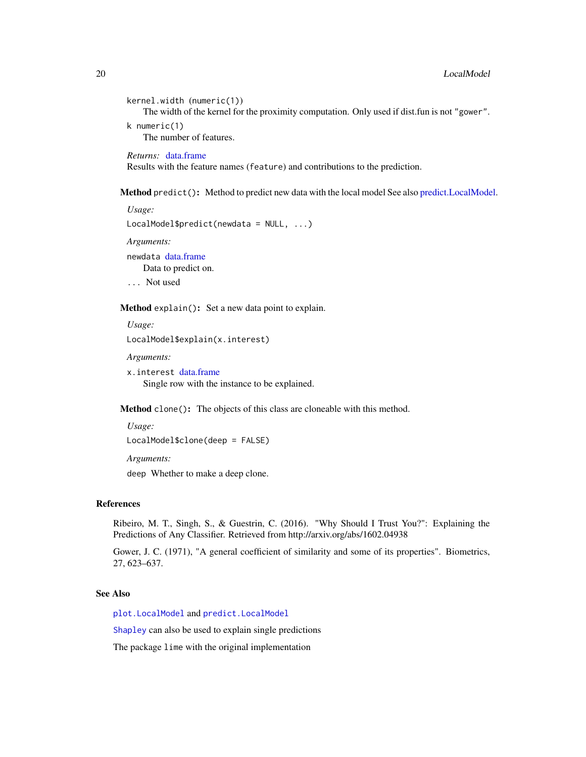`kernel.width` (numeric(1))
: The width of the kernel for the proximity computation. Only used if dist.fun is not `"gower"`.

`k` numeric(1)
: The number of features.

*Returns:* data.frame
Results with the feature names (`feature`) and contributions to the prediction.

**Method** `predict()`**:** Method to predict new data with the local model See also predict.LocalModel.

*Usage:*

```
LocalModel$predict(newdata = NULL, ...)
```

*Arguments:*

`newdata` data.frame
: Data to predict on.

`...` Not used

**Method** `explain()`**:** Set a new data point to explain.

*Usage:*

```
LocalModel$explain(x.interest)
```

*Arguments:*

`x.interest` data.frame
: Single row with the instance to be explained.

**Method** `clone()`**:** The objects of this class are cloneable with this method.

*Usage:*

```
LocalModel$clone(deep = FALSE)
```

*Arguments:*

`deep` Whether to make a deep clone.

## References

Ribeiro, M. T., Singh, S., & Guestrin, C. (2016). "Why Should I Trust You?": Explaining the Predictions of Any Classifier. Retrieved from http://arxiv.org/abs/1602.04938

Gower, J. C. (1971), "A general coefficient of similarity and some of its properties". Biometrics, 27, 623–637.

## See Also

`plot.LocalModel` and `predict.LocalModel`

`Shapley` can also be used to explain single predictions

The package `lime` with the original implementation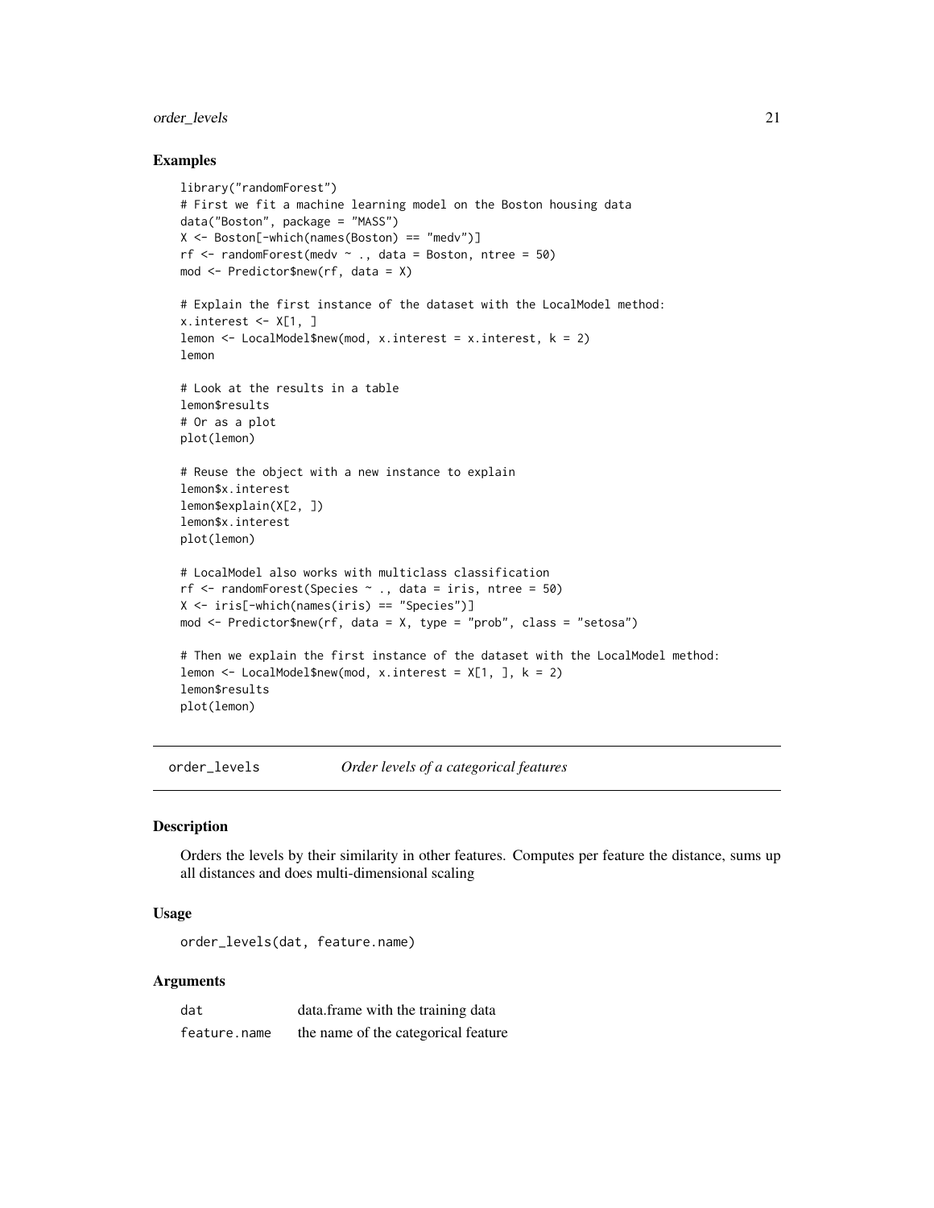## Examples

```
library("randomForest")
# First we fit a machine learning model on the Boston housing data
data("Boston", package = "MASS")
X <- Boston[-which(names(Boston) == "medv")]
rf <- randomForest(medv ~ ., data = Boston, ntree = 50)
mod <- Predictor$new(rf, data = X)

# Explain the first instance of the dataset with the LocalModel method:
x.interest <- X[1, ]
lemon <- LocalModel$new(mod, x.interest = x.interest, k = 2)
lemon

# Look at the results in a table
lemon$results
# Or as a plot
plot(lemon)

# Reuse the object with a new instance to explain
lemon$x.interest
lemon$explain(X[2, ])
lemon$x.interest
plot(lemon)

# LocalModel also works with multiclass classification
rf <- randomForest(Species ~ ., data = iris, ntree = 50)
X <- iris[-which(names(iris) == "Species")]
mod <- Predictor$new(rf, data = X, type = "prob", class = "setosa")

# Then we explain the first instance of the dataset with the LocalModel method:
lemon <- LocalModel$new(mod, x.interest = X[1, ], k = 2)
lemon$results
plot(lemon)
```

---

# order_levels &nbsp;&nbsp;&nbsp; *Order levels of a categorical features*

---

## Description

Orders the levels by their similarity in other features. Computes per feature the distance, sums up all distances and does multi-dimensional scaling

## Usage

```
order_levels(dat, feature.name)
```

## Arguments

| | |
|---|---|
| `dat` | data.frame with the training data |
| `feature.name` | the name of the categorical feature |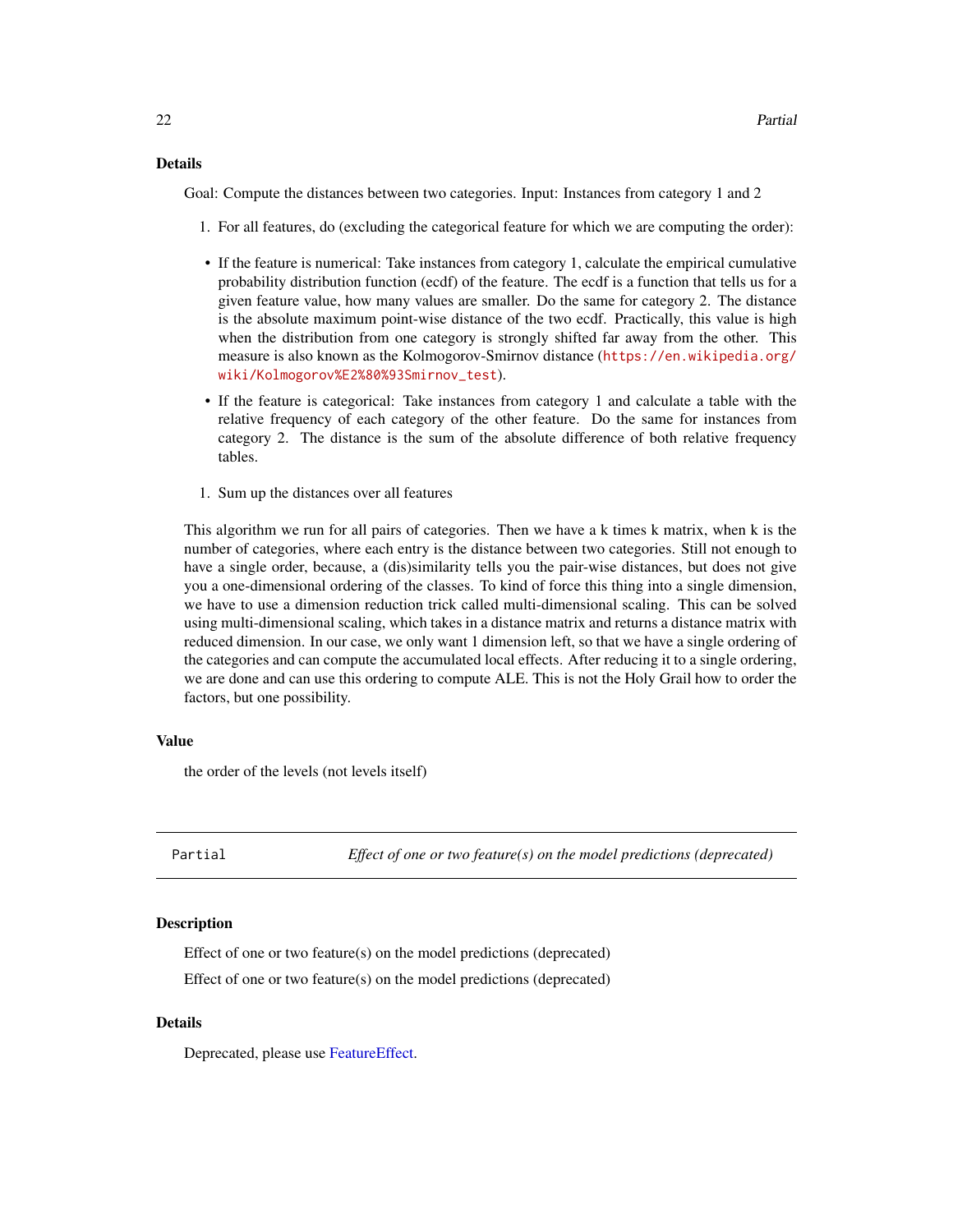### Details

Goal: Compute the distances between two categories. Input: Instances from category 1 and 2

1. For all features, do (excluding the categorical feature for which we are computing the order):

- If the feature is numerical: Take instances from category 1, calculate the empirical cumulative probability distribution function (ecdf) of the feature. The ecdf is a function that tells us for a given feature value, how many values are smaller. Do the same for category 2. The distance is the absolute maximum point-wise distance of the two ecdf. Practically, this value is high when the distribution from one category is strongly shifted far away from the other. This measure is also known as the Kolmogorov-Smirnov distance (https://en.wikipedia.org/wiki/Kolmogorov%E2%80%93Smirnov_test).
- If the feature is categorical: Take instances from category 1 and calculate a table with the relative frequency of each category of the other feature. Do the same for instances from category 2. The distance is the sum of the absolute difference of both relative frequency tables.

1. Sum up the distances over all features

This algorithm we run for all pairs of categories. Then we have a k times k matrix, when k is the number of categories, where each entry is the distance between two categories. Still not enough to have a single order, because, a (dis)similarity tells you the pair-wise distances, but does not give you a one-dimensional ordering of the classes. To kind of force this thing into a single dimension, we have to use a dimension reduction trick called multi-dimensional scaling. This can be solved using multi-dimensional scaling, which takes in a distance matrix and returns a distance matrix with reduced dimension. In our case, we only want 1 dimension left, so that we have a single ordering of the categories and can compute the accumulated local effects. After reducing it to a single ordering, we are done and can use this ordering to compute ALE. This is not the Holy Grail how to order the factors, but one possibility.

### Value

the order of the levels (not levels itself)

---

## Partial — *Effect of one or two feature(s) on the model predictions (deprecated)*

### Description

Effect of one or two feature(s) on the model predictions (deprecated)

Effect of one or two feature(s) on the model predictions (deprecated)

### Details

Deprecated, please use FeatureEffect.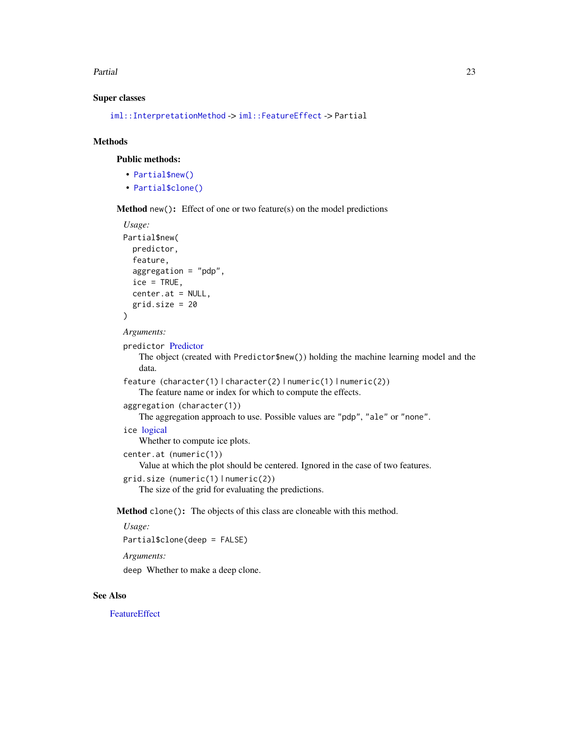### Super classes

`iml::InterpretationMethod` -> `iml::FeatureEffect` -> `Partial`

### Methods

#### Public methods:

- `Partial$new()`
- `Partial$clone()`

**Method** `new()`**:** Effect of one or two feature(s) on the model predictions

*Usage:*

```
Partial$new(
  predictor,
  feature,
  aggregation = "pdp",
  ice = TRUE,
  center.at = NULL,
  grid.size = 20
)
```

*Arguments:*

`predictor` Predictor
: The object (created with `Predictor$new()`) holding the machine learning model and the data.

`feature` (`character(1)` | `character(2)` | `numeric(1)` | `numeric(2)`)
: The feature name or index for which to compute the effects.

`aggregation` (`character(1)`)
: The aggregation approach to use. Possible values are `"pdp"`, `"ale"` or `"none"`.

`ice` logical
: Whether to compute ice plots.

`center.at` (`numeric(1)`)
: Value at which the plot should be centered. Ignored in the case of two features.

`grid.size` (`numeric(1)` | `numeric(2)`)
: The size of the grid for evaluating the predictions.

**Method** `clone()`**:** The objects of this class are cloneable with this method.

*Usage:*

```
Partial$clone(deep = FALSE)
```

*Arguments:*

`deep` Whether to make a deep clone.

### See Also

FeatureEffect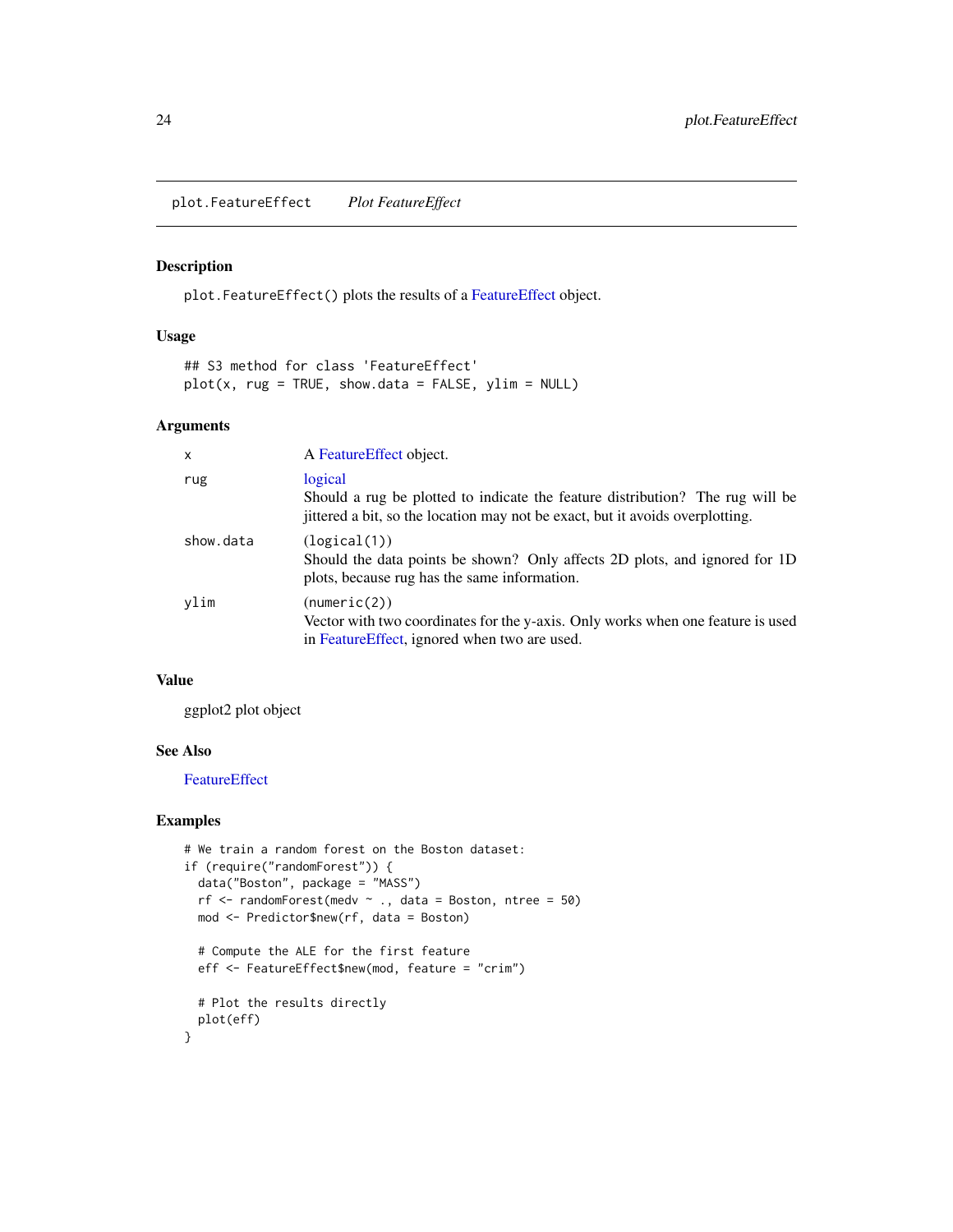plot.FeatureEffect *Plot FeatureEffect*

## Description

`plot.FeatureEffect()` plots the results of a FeatureEffect object.

## Usage

```
## S3 method for class 'FeatureEffect'
plot(x, rug = TRUE, show.data = FALSE, ylim = NULL)
```

## Arguments

| | |
|---|---|
| x | A FeatureEffect object. |
| rug | logical<br>Should a rug be plotted to indicate the feature distribution? The rug will be jittered a bit, so the location may not be exact, but it avoids overplotting. |
| show.data | (logical(1))<br>Should the data points be shown? Only affects 2D plots, and ignored for 1D plots, because rug has the same information. |
| ylim | (numeric(2))<br>Vector with two coordinates for the y-axis. Only works when one feature is used in FeatureEffect, ignored when two are used. |

## Value

ggplot2 plot object

## See Also

FeatureEffect

## Examples

```
# We train a random forest on the Boston dataset:
if (require("randomForest")) {
  data("Boston", package = "MASS")
  rf <- randomForest(medv ~ ., data = Boston, ntree = 50)
  mod <- Predictor$new(rf, data = Boston)

  # Compute the ALE for the first feature
  eff <- FeatureEffect$new(mod, feature = "crim")

  # Plot the results directly
  plot(eff)
}
```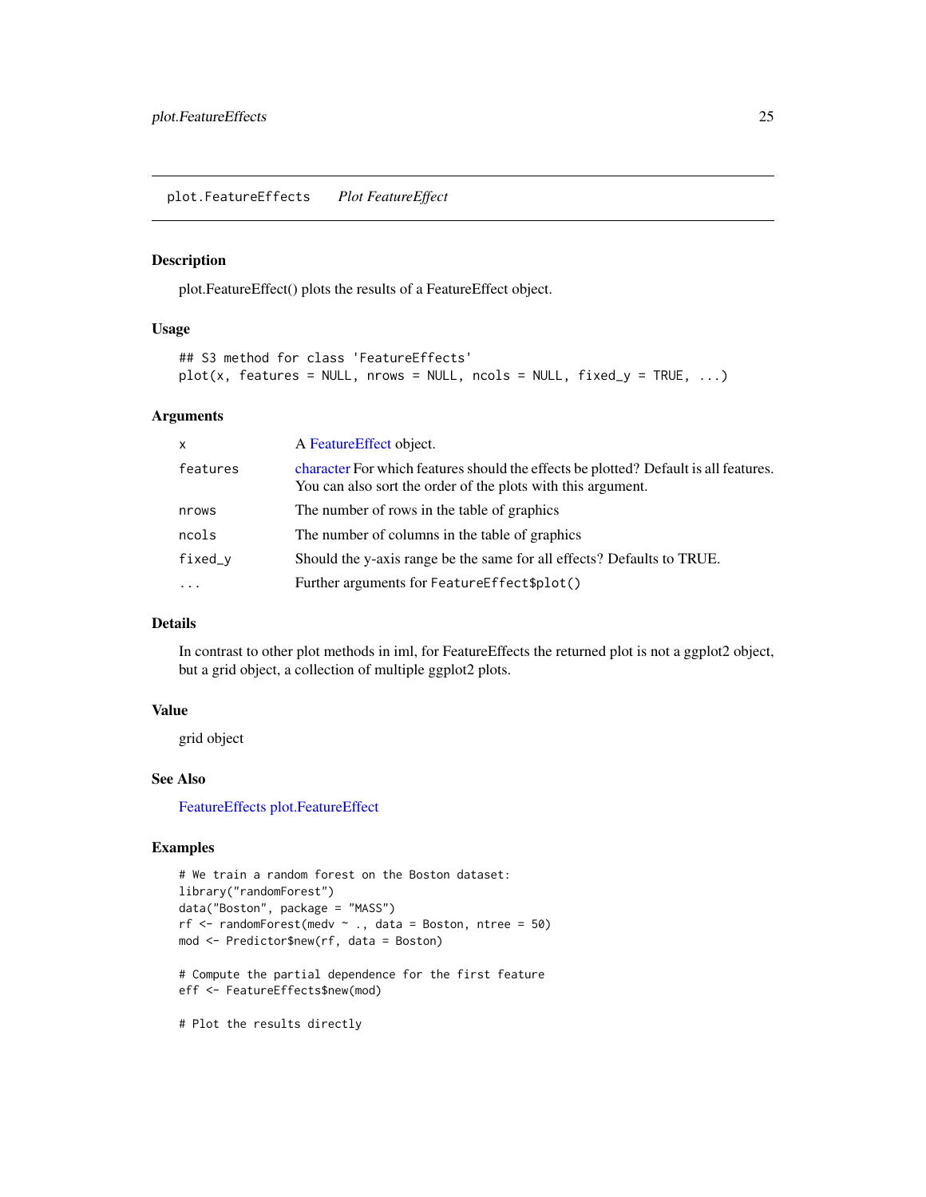## plot.FeatureEffects — *Plot FeatureEffect*

### Description

plot.FeatureEffect() plots the results of a FeatureEffect object.

### Usage

```
## S3 method for class 'FeatureEffects'
plot(x, features = NULL, nrows = NULL, ncols = NULL, fixed_y = TRUE, ...)
```

### Arguments

| | |
|---|---|
| `x` | A FeatureEffect object. |
| `features` | character For which features should the effects be plotted? Default is all features. You can also sort the order of the plots with this argument. |
| `nrows` | The number of rows in the table of graphics |
| `ncols` | The number of columns in the table of graphics |
| `fixed_y` | Should the y-axis range be the same for all effects? Defaults to TRUE. |
| `...` | Further arguments for `FeatureEffect$plot()` |

### Details

In contrast to other plot methods in iml, for FeatureEffects the returned plot is not a ggplot2 object, but a grid object, a collection of multiple ggplot2 plots.

### Value

grid object

### See Also

FeatureEffects plot.FeatureEffect

### Examples

```
# We train a random forest on the Boston dataset:
library("randomForest")
data("Boston", package = "MASS")
rf <- randomForest(medv ~ ., data = Boston, ntree = 50)
mod <- Predictor$new(rf, data = Boston)

# Compute the partial dependence for the first feature
eff <- FeatureEffects$new(mod)

# Plot the results directly
```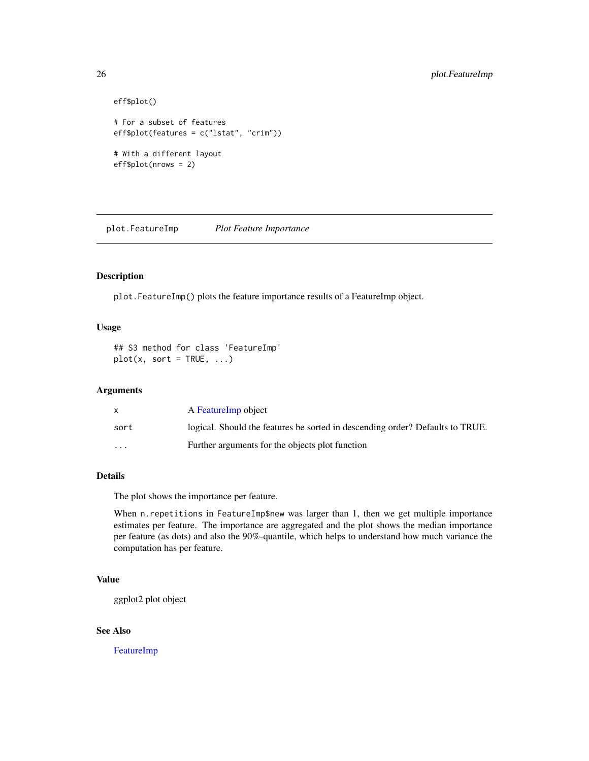```
eff$plot()

# For a subset of features
eff$plot(features = c("lstat", "crim"))

# With a different layout
eff$plot(nrows = 2)
```

---

## plot.FeatureImp *Plot Feature Importance*

### Description

`plot.FeatureImp()` plots the feature importance results of a FeatureImp object.

### Usage

```
## S3 method for class 'FeatureImp'
plot(x, sort = TRUE, ...)
```

### Arguments

| | |
|---|---|
| x | A FeatureImp object |
| sort | logical. Should the features be sorted in descending order? Defaults to TRUE. |
| ... | Further arguments for the objects plot function |

### Details

The plot shows the importance per feature.

When `n.repetitions` in `FeatureImp$new` was larger than 1, then we get multiple importance estimates per feature. The importance are aggregated and the plot shows the median importance per feature (as dots) and also the 90%-quantile, which helps to understand how much variance the computation has per feature.

### Value

ggplot2 plot object

### See Also

FeatureImp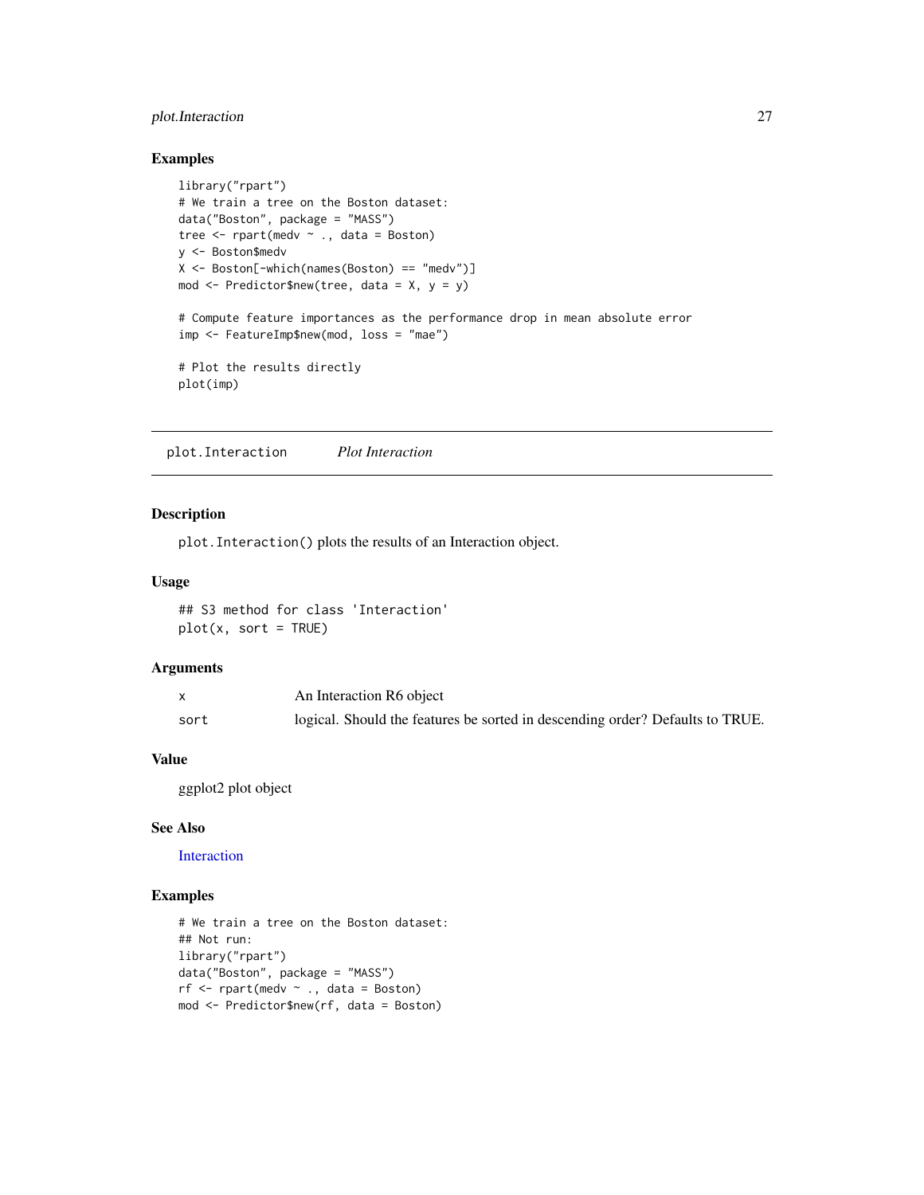### Examples

```
library("rpart")
# We train a tree on the Boston dataset:
data("Boston", package = "MASS")
tree <- rpart(medv ~ ., data = Boston)
y <- Boston$medv
X <- Boston[-which(names(Boston) == "medv")]
mod <- Predictor$new(tree, data = X, y = y)

# Compute feature importances as the performance drop in mean absolute error
imp <- FeatureImp$new(mod, loss = "mae")

# Plot the results directly
plot(imp)
```

---

## plot.Interaction *Plot Interaction*

---

### Description

`plot.Interaction()` plots the results of an Interaction object.

### Usage

```
## S3 method for class 'Interaction'
plot(x, sort = TRUE)
```

### Arguments

| | |
|---|---|
| `x` | An Interaction R6 object |
| `sort` | logical. Should the features be sorted in descending order? Defaults to TRUE. |

### Value

ggplot2 plot object

### See Also

Interaction

### Examples

```
# We train a tree on the Boston dataset:
## Not run:
library("rpart")
data("Boston", package = "MASS")
rf <- rpart(medv ~ ., data = Boston)
mod <- Predictor$new(rf, data = Boston)
```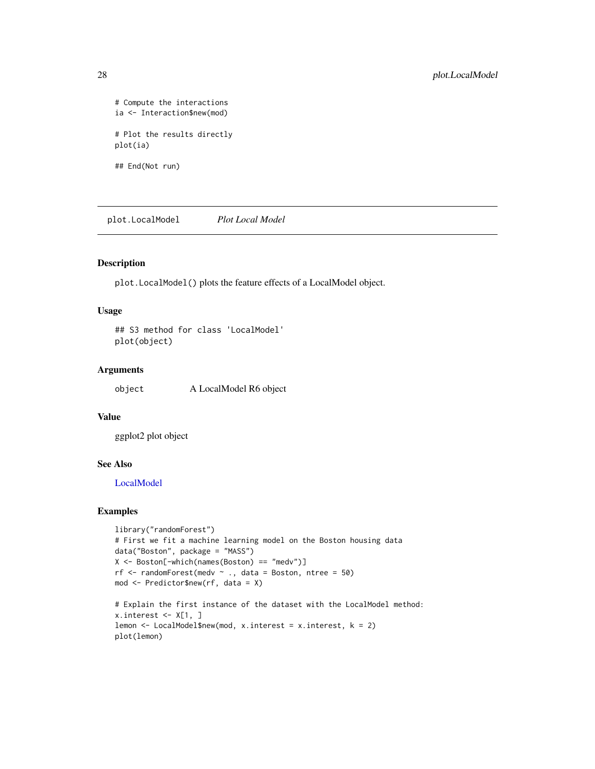```
# Compute the interactions
ia <- Interaction$new(mod)

# Plot the results directly
plot(ia)

## End(Not run)
```

## plot.LocalModel *Plot Local Model*

### Description

`plot.LocalModel()` plots the feature effects of a LocalModel object.

### Usage

```
## S3 method for class 'LocalModel'
plot(object)
```

### Arguments

| | |
|---|---|
| `object` | A LocalModel R6 object |

### Value

ggplot2 plot object

### See Also

LocalModel

### Examples

```
library("randomForest")
# First we fit a machine learning model on the Boston housing data
data("Boston", package = "MASS")
X <- Boston[-which(names(Boston) == "medv")]
rf <- randomForest(medv ~ ., data = Boston, ntree = 50)
mod <- Predictor$new(rf, data = X)

# Explain the first instance of the dataset with the LocalModel method:
x.interest <- X[1, ]
lemon <- LocalModel$new(mod, x.interest = x.interest, k = 2)
plot(lemon)
```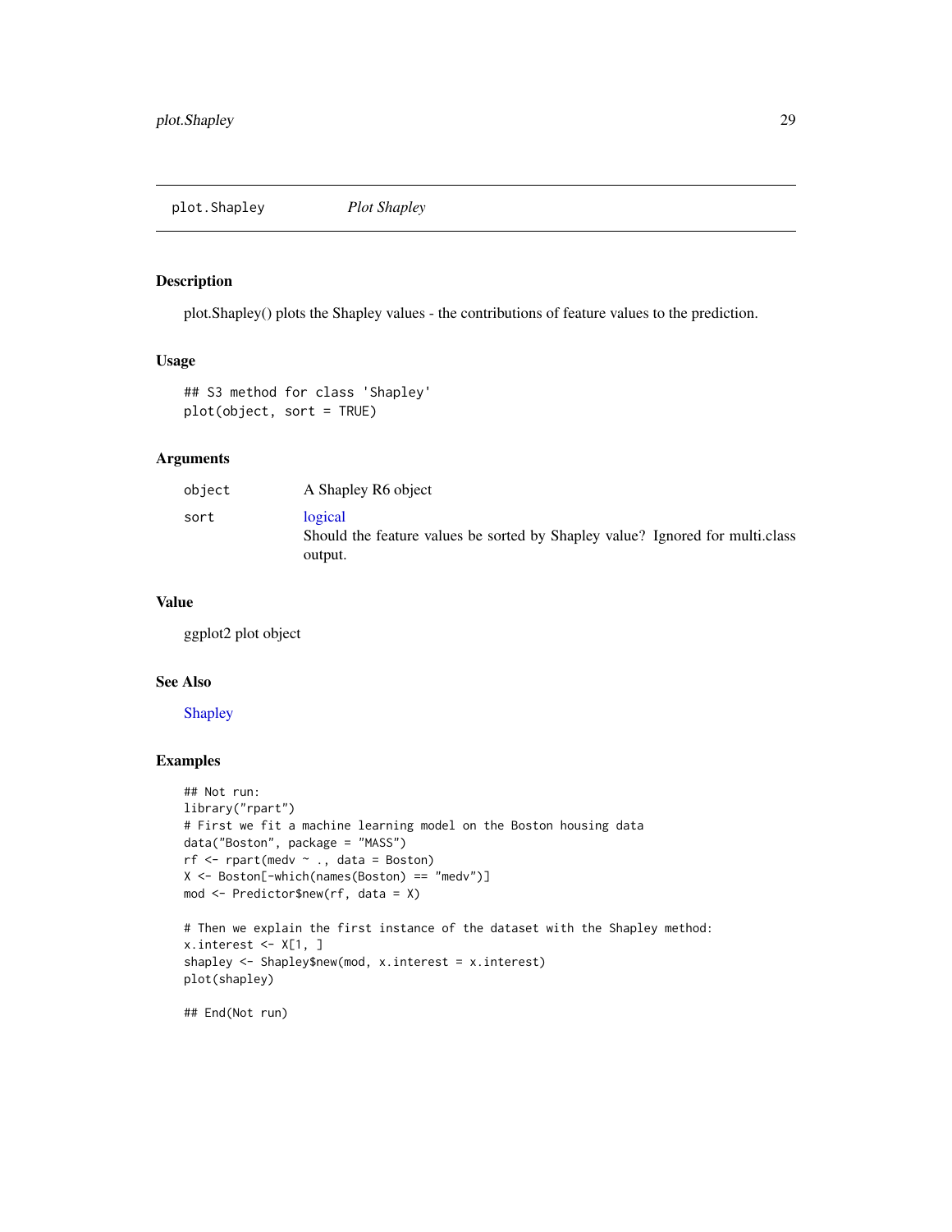plot.Shapley — *Plot Shapley*

## Description

plot.Shapley() plots the Shapley values - the contributions of feature values to the prediction.

## Usage

```
## S3 method for class 'Shapley'
plot(object, sort = TRUE)
```

## Arguments

| | |
|---|---|
| object | A Shapley R6 object |
| sort | logical<br>Should the feature values be sorted by Shapley value? Ignored for multi.class output. |

## Value

ggplot2 plot object

## See Also

Shapley

## Examples

```
## Not run:
library("rpart")
# First we fit a machine learning model on the Boston housing data
data("Boston", package = "MASS")
rf <- rpart(medv ~ ., data = Boston)
X <- Boston[-which(names(Boston) == "medv")]
mod <- Predictor$new(rf, data = X)

# Then we explain the first instance of the dataset with the Shapley method:
x.interest <- X[1, ]
shapley <- Shapley$new(mod, x.interest = x.interest)
plot(shapley)

## End(Not run)
```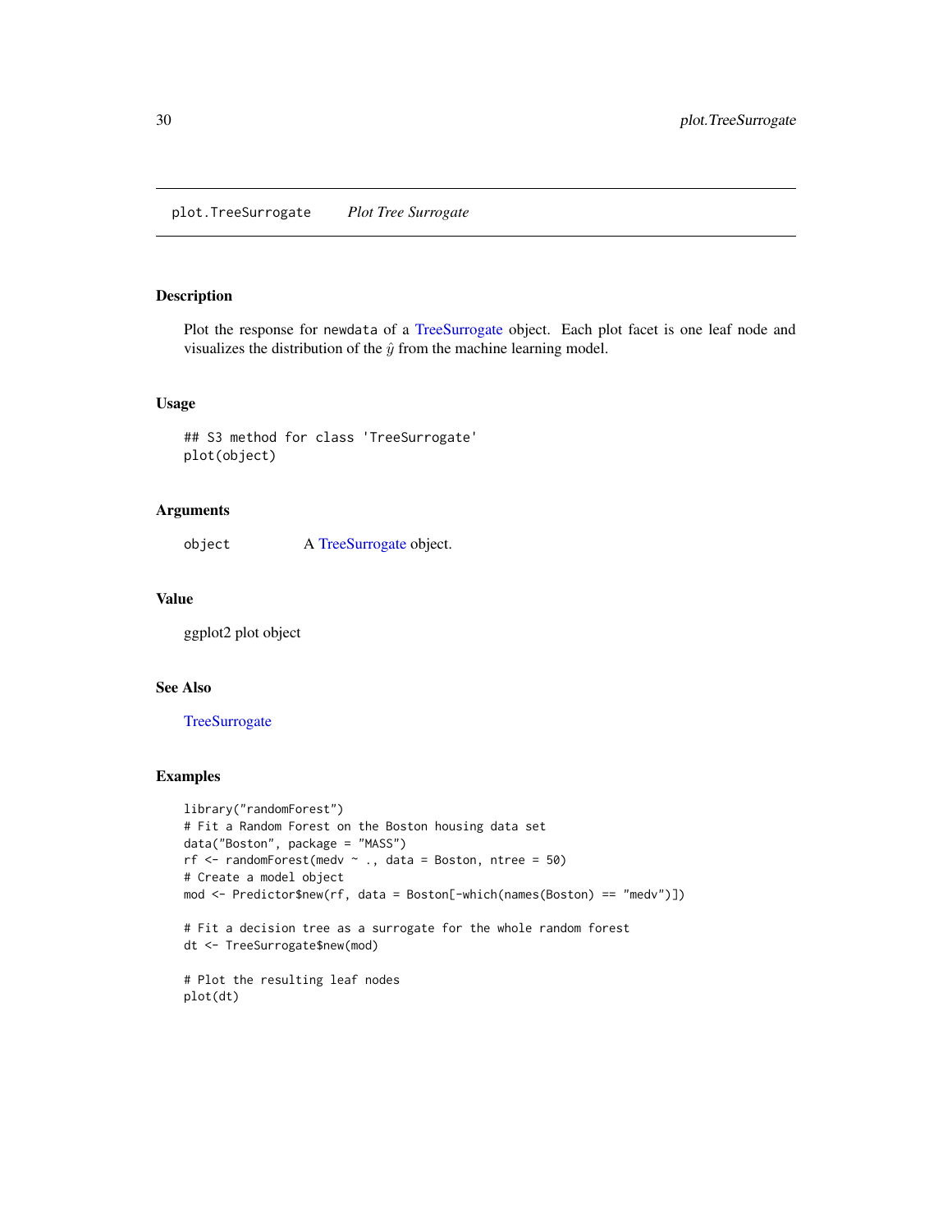plot.TreeSurrogate *Plot Tree Surrogate*

## Description

Plot the response for `newdata` of a TreeSurrogate object. Each plot facet is one leaf node and visualizes the distribution of the $\hat{y}$ from the machine learning model.

## Usage

```
## S3 method for class 'TreeSurrogate'
plot(object)
```

## Arguments

| | |
|---|---|
| `object` | A TreeSurrogate object. |

## Value

ggplot2 plot object

## See Also

TreeSurrogate

## Examples

```
library("randomForest")
# Fit a Random Forest on the Boston housing data set
data("Boston", package = "MASS")
rf <- randomForest(medv ~ ., data = Boston, ntree = 50)
# Create a model object
mod <- Predictor$new(rf, data = Boston[-which(names(Boston) == "medv")])

# Fit a decision tree as a surrogate for the whole random forest
dt <- TreeSurrogate$new(mod)

# Plot the resulting leaf nodes
plot(dt)
```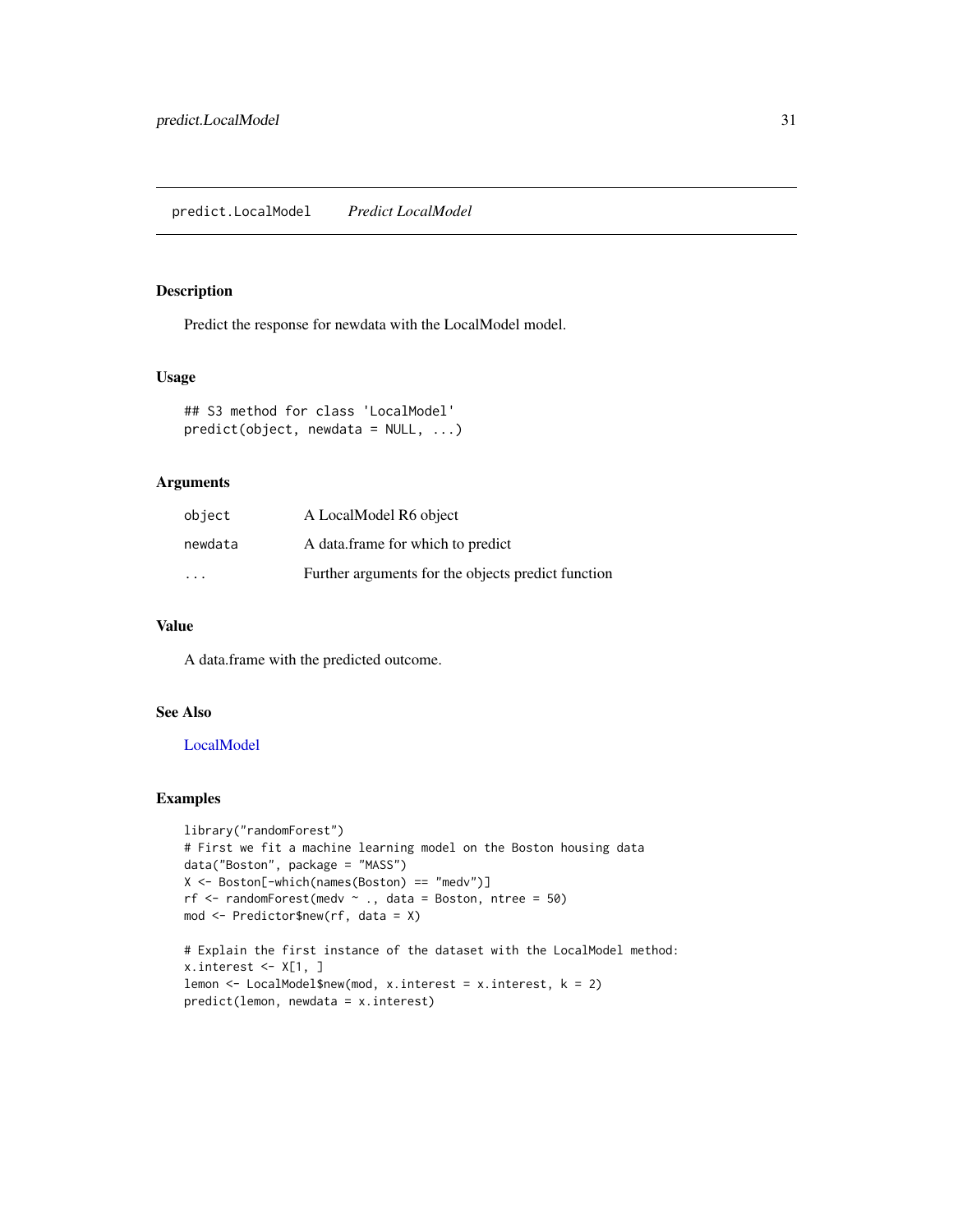## predict.LocalModel *Predict LocalModel*

### Description

Predict the response for newdata with the LocalModel model.

### Usage

```
## S3 method for class 'LocalModel'
predict(object, newdata = NULL, ...)
```

### Arguments

| | |
|---|---|
| `object` | A LocalModel R6 object |
| `newdata` | A data.frame for which to predict |
| `...` | Further arguments for the objects predict function |

### Value

A data.frame with the predicted outcome.

### See Also

LocalModel

### Examples

```
library("randomForest")
# First we fit a machine learning model on the Boston housing data
data("Boston", package = "MASS")
X <- Boston[-which(names(Boston) == "medv")]
rf <- randomForest(medv ~ ., data = Boston, ntree = 50)
mod <- Predictor$new(rf, data = X)

# Explain the first instance of the dataset with the LocalModel method:
x.interest <- X[1, ]
lemon <- LocalModel$new(mod, x.interest = x.interest, k = 2)
predict(lemon, newdata = x.interest)
```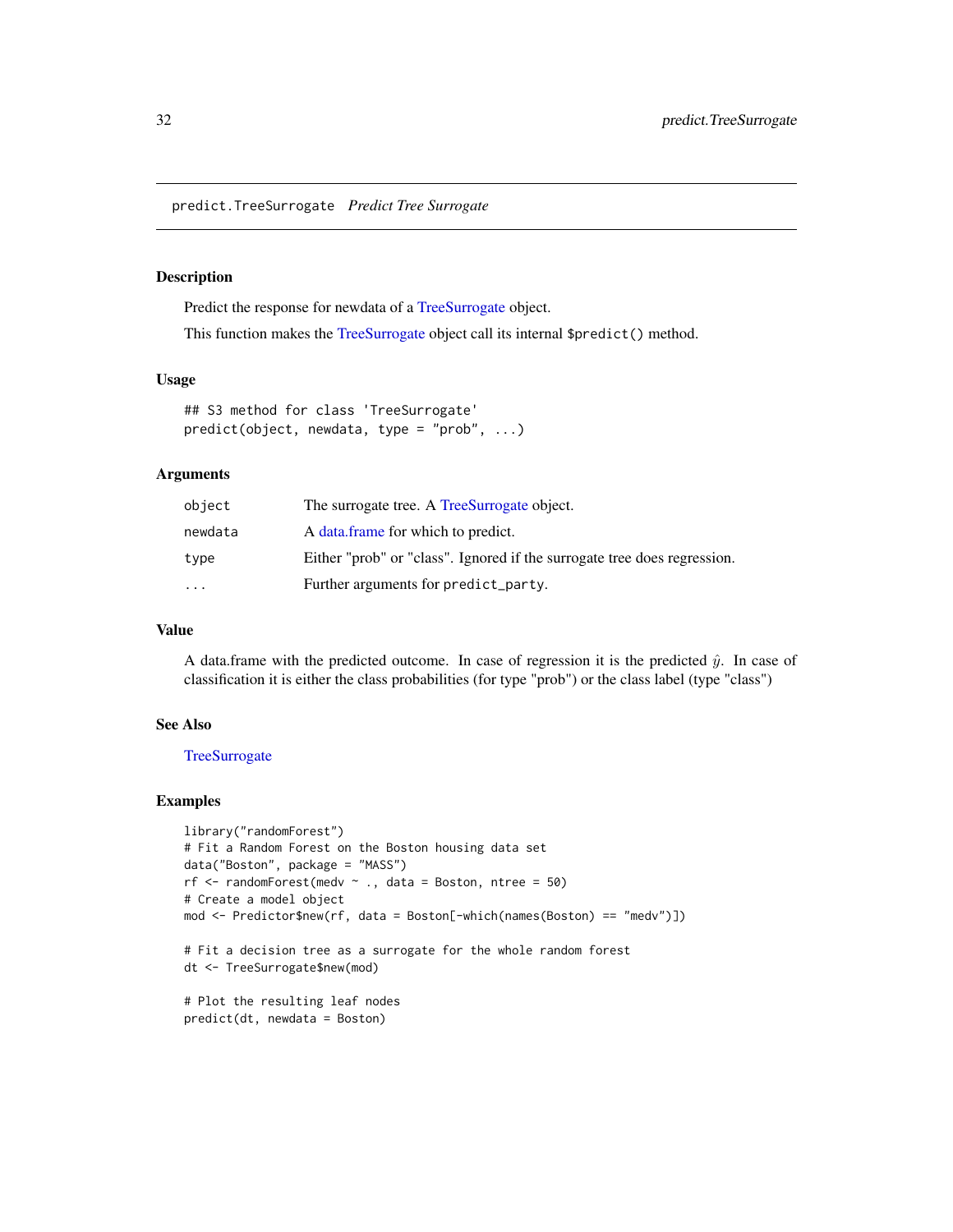## predict.TreeSurrogate *Predict Tree Surrogate*

### Description

Predict the response for newdata of a TreeSurrogate object.

This function makes the TreeSurrogate object call its internal `$predict()` method.

### Usage

```
## S3 method for class 'TreeSurrogate'
predict(object, newdata, type = "prob", ...)
```

### Arguments

| | |
|---|---|
| object | The surrogate tree. A TreeSurrogate object. |
| newdata | A data.frame for which to predict. |
| type | Either "prob" or "class". Ignored if the surrogate tree does regression. |
| ... | Further arguments for `predict_party`. |

### Value

A data.frame with the predicted outcome. In case of regression it is the predicted $\hat{y}$. In case of classification it is either the class probabilities (for type "prob") or the class label (type "class")

### See Also

TreeSurrogate

### Examples

```
library("randomForest")
# Fit a Random Forest on the Boston housing data set
data("Boston", package = "MASS")
rf <- randomForest(medv ~ ., data = Boston, ntree = 50)
# Create a model object
mod <- Predictor$new(rf, data = Boston[-which(names(Boston) == "medv")])

# Fit a decision tree as a surrogate for the whole random forest
dt <- TreeSurrogate$new(mod)

# Plot the resulting leaf nodes
predict(dt, newdata = Boston)
```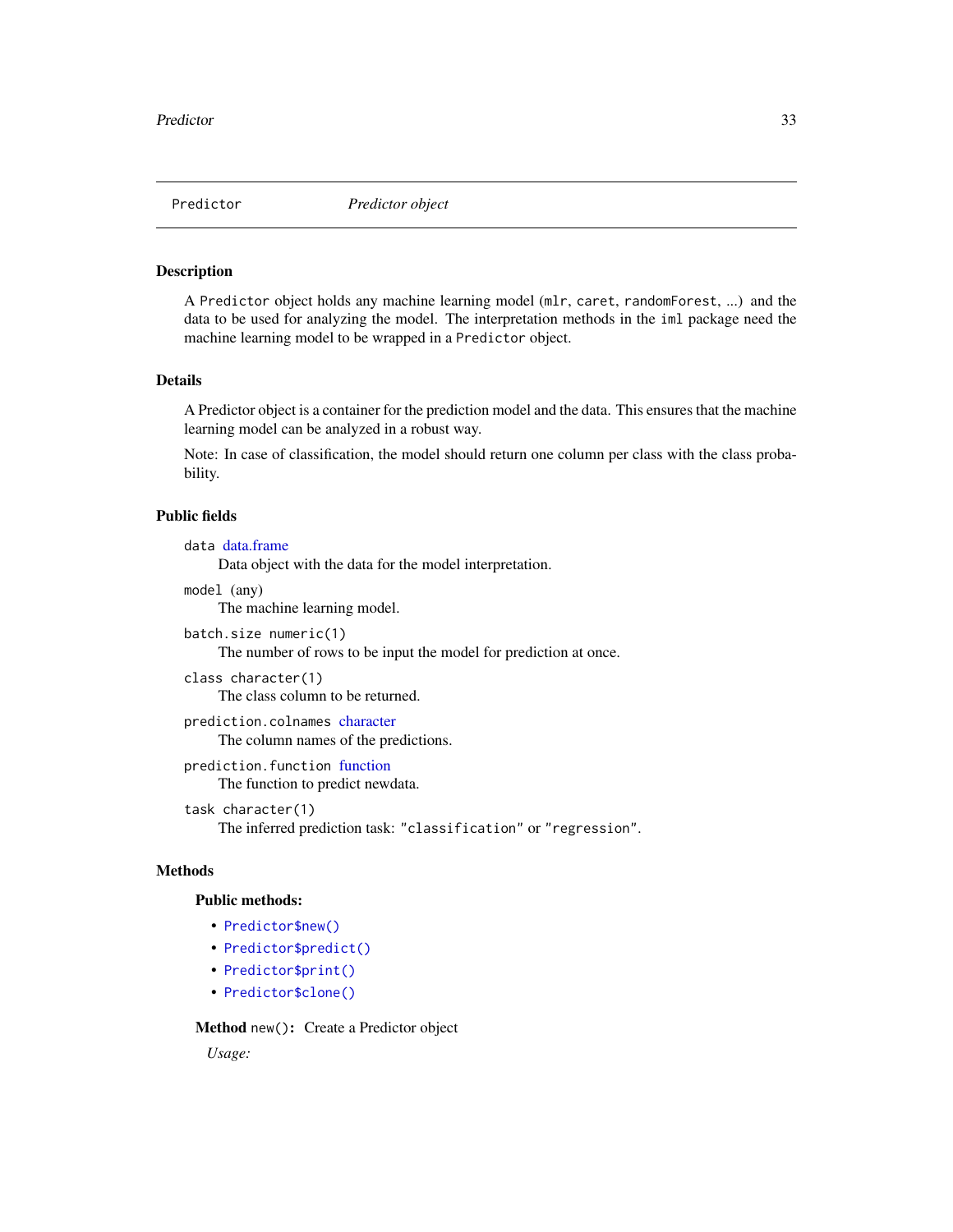## Predictor — *Predictor object*

### Description

A `Predictor` object holds any machine learning model (`mlr`, `caret`, `randomForest`, ...) and the data to be used for analyzing the model. The interpretation methods in the `iml` package need the machine learning model to be wrapped in a `Predictor` object.

### Details

A Predictor object is a container for the prediction model and the data. This ensures that the machine learning model can be analyzed in a robust way.

Note: In case of classification, the model should return one column per class with the class probability.

### Public fields

`data` data.frame
: Data object with the data for the model interpretation.

`model` (any)
: The machine learning model.

`batch.size` `numeric(1)`
: The number of rows to be input the model for prediction at once.

`class` `character(1)`
: The class column to be returned.

`prediction.colnames` character
: The column names of the predictions.

`prediction.function` function
: The function to predict newdata.

`task` `character(1)`
: The inferred prediction task: `"classification"` or `"regression"`.

### Methods

#### Public methods:

- `Predictor$new()`
- `Predictor$predict()`
- `Predictor$print()`
- `Predictor$clone()`

**Method** `new()`**:** Create a Predictor object

*Usage:*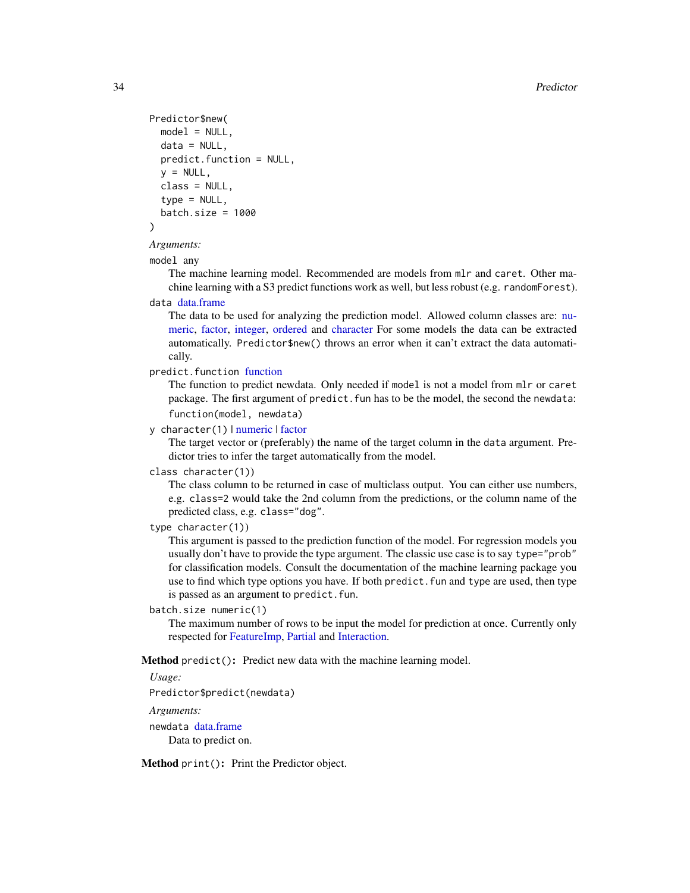```
Predictor$new(
  model = NULL,
  data = NULL,
  predict.function = NULL,
  y = NULL,
  class = NULL,
  type = NULL,
  batch.size = 1000
)
```

*Arguments:*

`model` any
: The machine learning model. Recommended are models from `mlr` and `caret`. Other machine learning with a S3 predict functions work as well, but less robust (e.g. `randomForest`).

`data` data.frame
: The data to be used for analyzing the prediction model. Allowed column classes are: numeric, factor, integer, ordered and character For some models the data can be extracted automatically. `Predictor$new()` throws an error when it can't extract the data automatically.

`predict.function` function
: The function to predict newdata. Only needed if `model` is not a model from `mlr` or `caret` package. The first argument of `predict.fun` has to be the model, the second the `newdata`:
`function(model, newdata)`

`y` `character(1)` | numeric | factor
: The target vector or (preferably) the name of the target column in the `data` argument. Predictor tries to infer the target automatically from the model.

`class` `character(1))`
: The class column to be returned in case of multiclass output. You can either use numbers, e.g. `class=2` would take the 2nd column from the predictions, or the column name of the predicted class, e.g. `class="dog"`.

`type` `character(1))`
: This argument is passed to the prediction function of the model. For regression models you usually don't have to provide the type argument. The classic use case is to say `type="prob"` for classification models. Consult the documentation of the machine learning package you use to find which type options you have. If both `predict.fun` and `type` are used, then type is passed as an argument to `predict.fun`.

`batch.size` `numeric(1)`
: The maximum number of rows to be input the model for prediction at once. Currently only respected for FeatureImp, Partial and Interaction.

**Method** `predict()`**:** Predict new data with the machine learning model.

*Usage:*

```
Predictor$predict(newdata)
```

*Arguments:*

`newdata` data.frame
: Data to predict on.

**Method** `print()`**:** Print the Predictor object.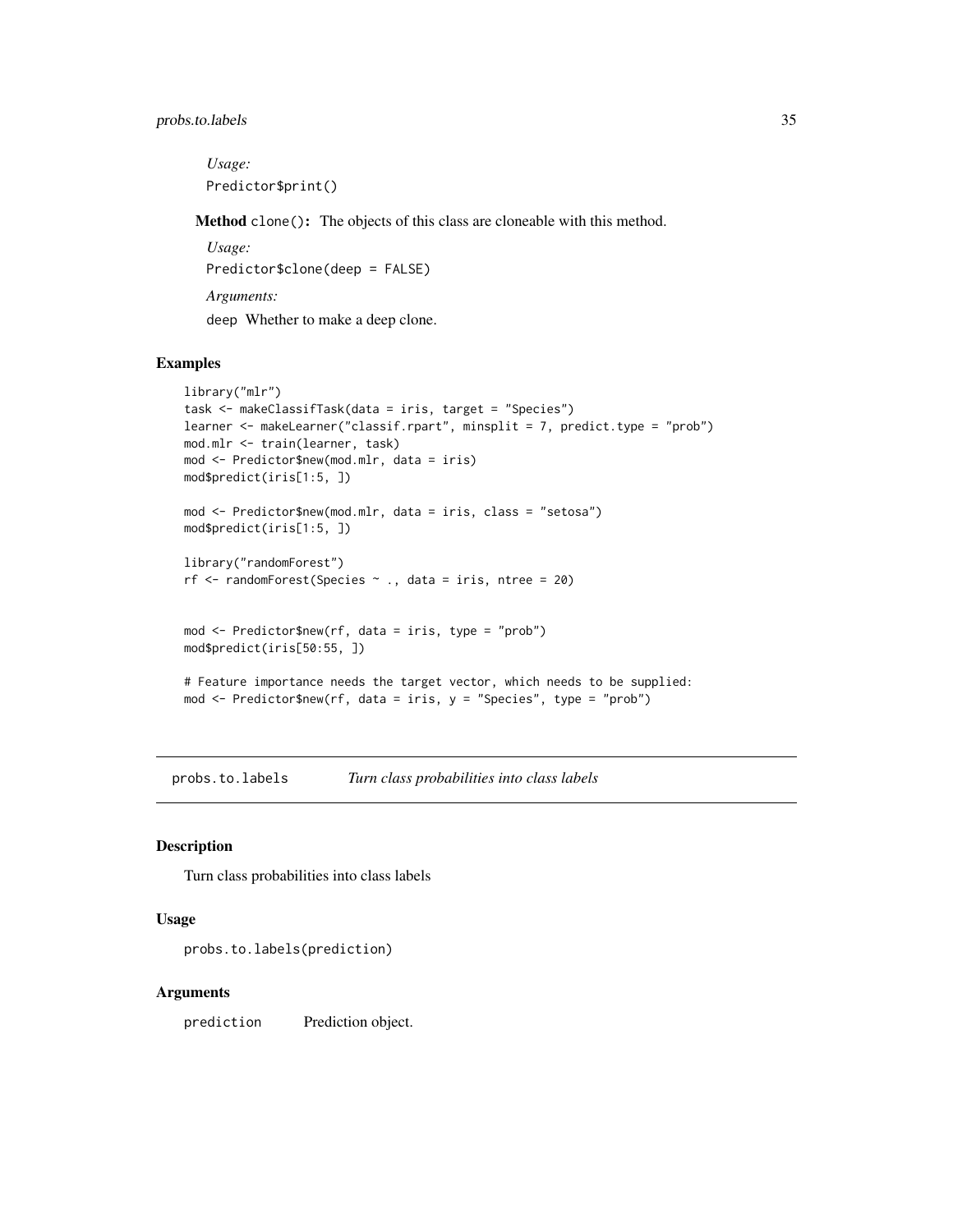*Usage:*

```
Predictor$print()
```

**Method** `clone()`**:** The objects of this class are cloneable with this method.

*Usage:*

```
Predictor$clone(deep = FALSE)
```

*Arguments:*

`deep` Whether to make a deep clone.

## Examples

```
library("mlr")
task <- makeClassifTask(data = iris, target = "Species")
learner <- makeLearner("classif.rpart", minsplit = 7, predict.type = "prob")
mod.mlr <- train(learner, task)
mod <- Predictor$new(mod.mlr, data = iris)
mod$predict(iris[1:5, ])

mod <- Predictor$new(mod.mlr, data = iris, class = "setosa")
mod$predict(iris[1:5, ])

library("randomForest")
rf <- randomForest(Species ~ ., data = iris, ntree = 20)


mod <- Predictor$new(rf, data = iris, type = "prob")
mod$predict(iris[50:55, ])

# Feature importance needs the target vector, which needs to be supplied:
mod <- Predictor$new(rf, data = iris, y = "Species", type = "prob")
```

---

# `probs.to.labels` *Turn class probabilities into class labels*

## Description

Turn class probabilities into class labels

## Usage

```
probs.to.labels(prediction)
```

## Arguments

`prediction` Prediction object.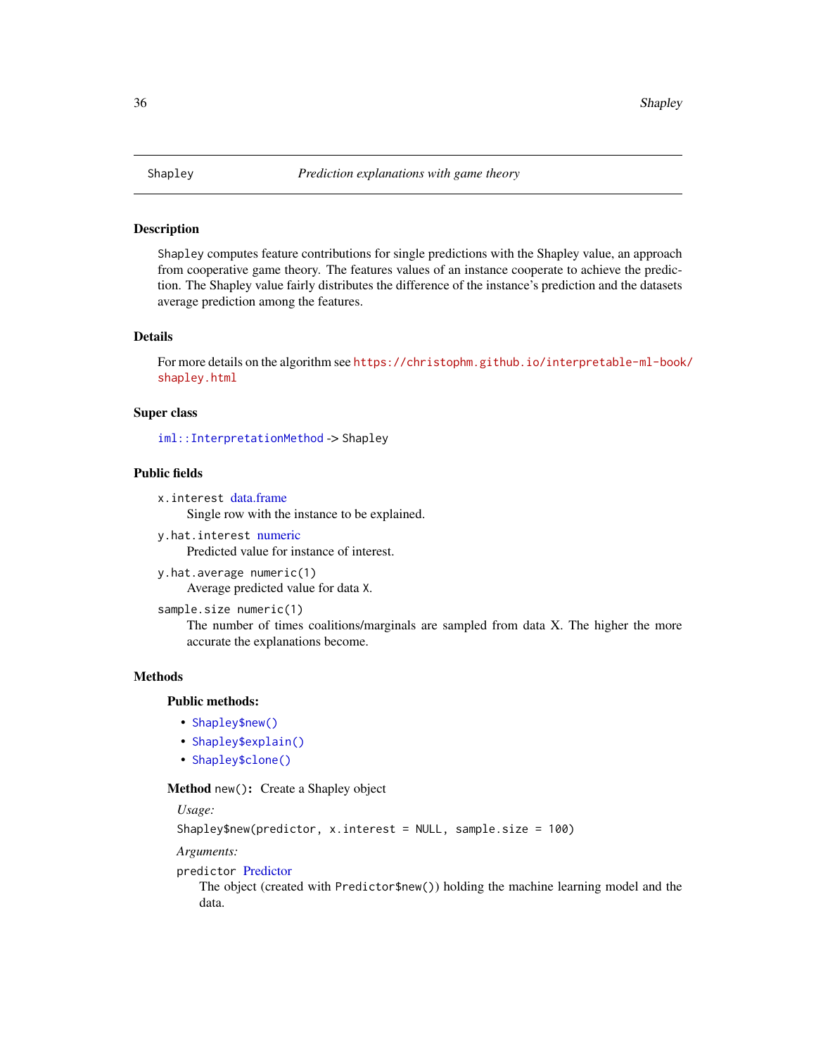## Shapley — *Prediction explanations with game theory*

### Description

`Shapley` computes feature contributions for single predictions with the Shapley value, an approach from cooperative game theory. The features values of an instance cooperate to achieve the prediction. The Shapley value fairly distributes the difference of the instance's prediction and the datasets average prediction among the features.

### Details

For more details on the algorithm see https://christophm.github.io/interpretable-ml-book/shapley.html

### Super class

`iml::InterpretationMethod` -> `Shapley`

### Public fields

`x.interest` data.frame
: Single row with the instance to be explained.

`y.hat.interest` numeric
: Predicted value for instance of interest.

`y.hat.average` `numeric(1)`
: Average predicted value for data `X`.

`sample.size` `numeric(1)`
: The number of times coalitions/marginals are sampled from data X. The higher the more accurate the explanations become.

### Methods

#### Public methods:

- `Shapley$new()`
- `Shapley$explain()`
- `Shapley$clone()`

**Method** `new()`**:** Create a Shapley object

*Usage:*

```
Shapley$new(predictor, x.interest = NULL, sample.size = 100)
```

*Arguments:*

`predictor` Predictor
: The object (created with `Predictor$new()`) holding the machine learning model and the data.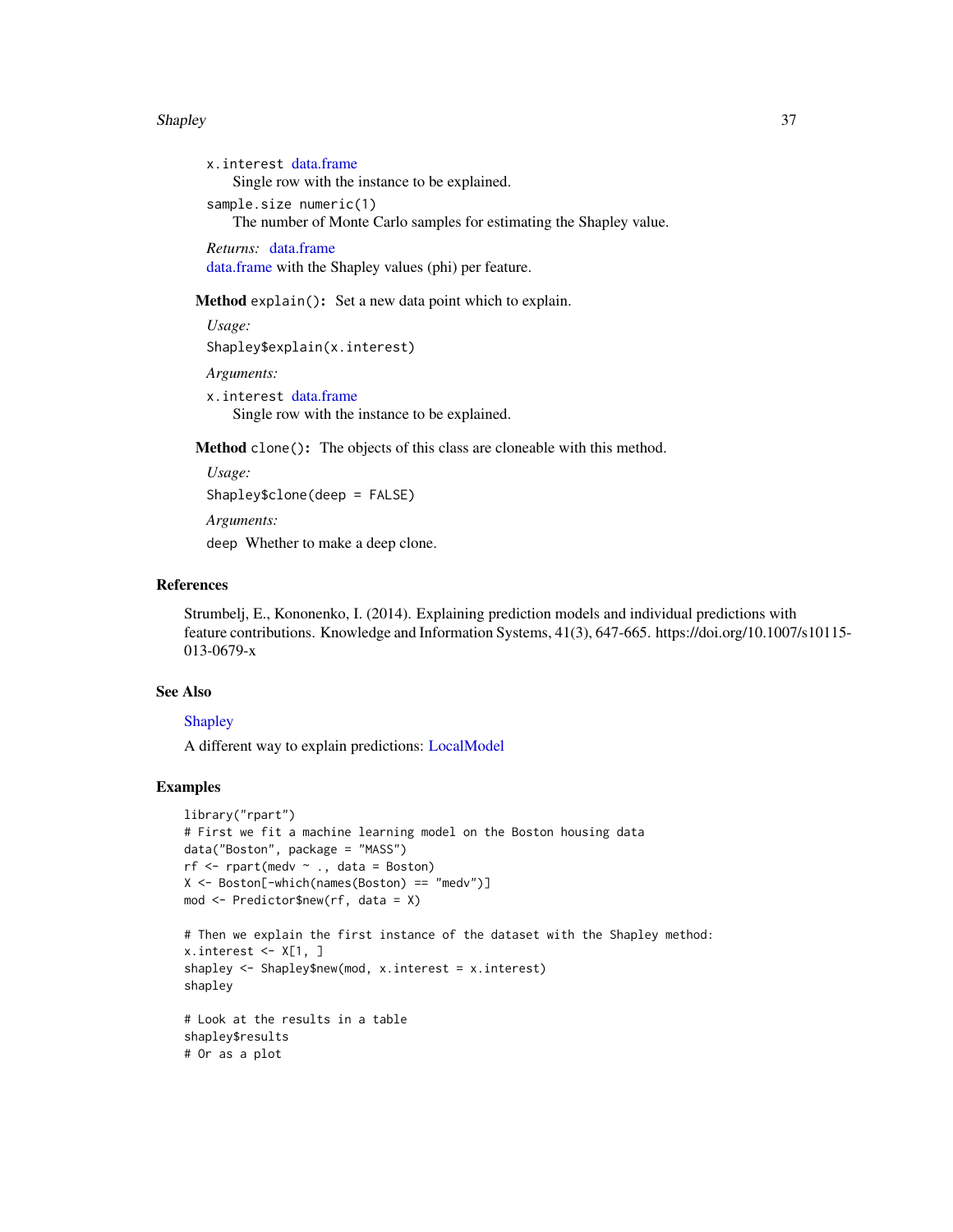`x.interest` data.frame
  Single row with the instance to be explained.

`sample.size` numeric(1)
  The number of Monte Carlo samples for estimating the Shapley value.

*Returns:* data.frame
data.frame with the Shapley values (phi) per feature.

**Method** `explain()`**:** Set a new data point which to explain.

*Usage:*

```
Shapley$explain(x.interest)
```

*Arguments:*

`x.interest` data.frame
  Single row with the instance to be explained.

**Method** `clone()`**:** The objects of this class are cloneable with this method.

*Usage:*

```
Shapley$clone(deep = FALSE)
```

*Arguments:*

`deep` Whether to make a deep clone.

## References

Strumbelj, E., Kononenko, I. (2014). Explaining prediction models and individual predictions with feature contributions. Knowledge and Information Systems, 41(3), 647-665. https://doi.org/10.1007/s10115-013-0679-x

## See Also

Shapley

A different way to explain predictions: LocalModel

## Examples

```
library("rpart")
# First we fit a machine learning model on the Boston housing data
data("Boston", package = "MASS")
rf <- rpart(medv ~ ., data = Boston)
X <- Boston[-which(names(Boston) == "medv")]
mod <- Predictor$new(rf, data = X)

# Then we explain the first instance of the dataset with the Shapley method:
x.interest <- X[1, ]
shapley <- Shapley$new(mod, x.interest = x.interest)
shapley

# Look at the results in a table
shapley$results
# Or as a plot
```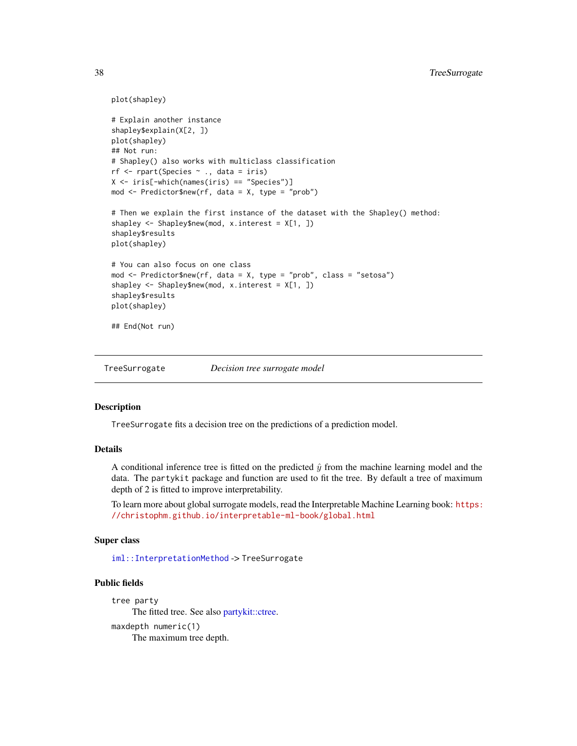```
plot(shapley)

# Explain another instance
shapley$explain(X[2, ])
plot(shapley)
## Not run:
# Shapley() also works with multiclass classification
rf <- rpart(Species ~ ., data = iris)
X <- iris[-which(names(iris) == "Species")]
mod <- Predictor$new(rf, data = X, type = "prob")

# Then we explain the first instance of the dataset with the Shapley() method:
shapley <- Shapley$new(mod, x.interest = X[1, ])
shapley$results
plot(shapley)

# You can also focus on one class
mod <- Predictor$new(rf, data = X, type = "prob", class = "setosa")
shapley <- Shapley$new(mod, x.interest = X[1, ])
shapley$results
plot(shapley)

## End(Not run)
```

---

## TreeSurrogate — *Decision tree surrogate model*

---

### Description

TreeSurrogate fits a decision tree on the predictions of a prediction model.

### Details

A conditional inference tree is fitted on the predicted $\hat{y}$ from the machine learning model and the data. The partykit package and function are used to fit the tree. By default a tree of maximum depth of 2 is fitted to improve interpretability.

To learn more about global surrogate models, read the Interpretable Machine Learning book: https://christophm.github.io/interpretable-ml-book/global.html

### Super class

iml::InterpretationMethod -> TreeSurrogate

### Public fields

tree party
: The fitted tree. See also partykit::ctree.

maxdepth numeric(1)
: The maximum tree depth.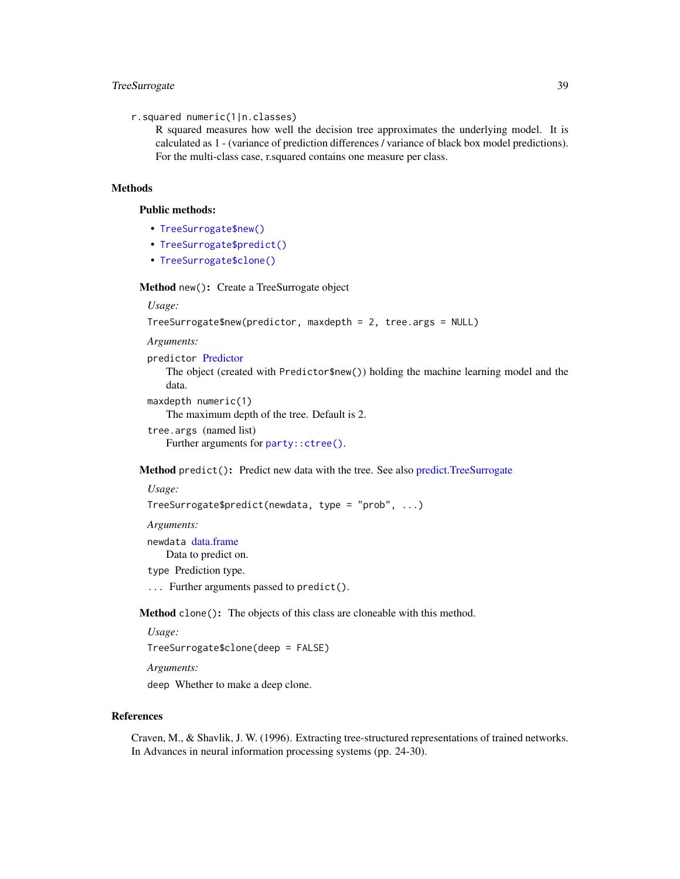`r.squared` numeric(1|n.classes)

R squared measures how well the decision tree approximates the underlying model. It is calculated as 1 - (variance of prediction differences / variance of black box model predictions). For the multi-class case, r.squared contains one measure per class.

## Methods

### Public methods:

- `TreeSurrogate$new()`
- `TreeSurrogate$predict()`
- `TreeSurrogate$clone()`

**Method** `new()`: Create a TreeSurrogate object

*Usage:*

```
TreeSurrogate$new(predictor, maxdepth = 2, tree.args = NULL)
```

*Arguments:*

`predictor` Predictor
: The object (created with `Predictor$new()`) holding the machine learning model and the data.

`maxdepth` numeric(1)
: The maximum depth of the tree. Default is 2.

`tree.args` (named list)
: Further arguments for `party::ctree()`.

**Method** `predict()`: Predict new data with the tree. See also predict.TreeSurrogate

*Usage:*

```
TreeSurrogate$predict(newdata, type = "prob", ...)
```

*Arguments:*

`newdata` data.frame
: Data to predict on.

`type` Prediction type.

`...` Further arguments passed to `predict()`.

**Method** `clone()`: The objects of this class are cloneable with this method.

*Usage:*

```
TreeSurrogate$clone(deep = FALSE)
```

*Arguments:*

`deep` Whether to make a deep clone.

## References

Craven, M., & Shavlik, J. W. (1996). Extracting tree-structured representations of trained networks. In Advances in neural information processing systems (pp. 24-30).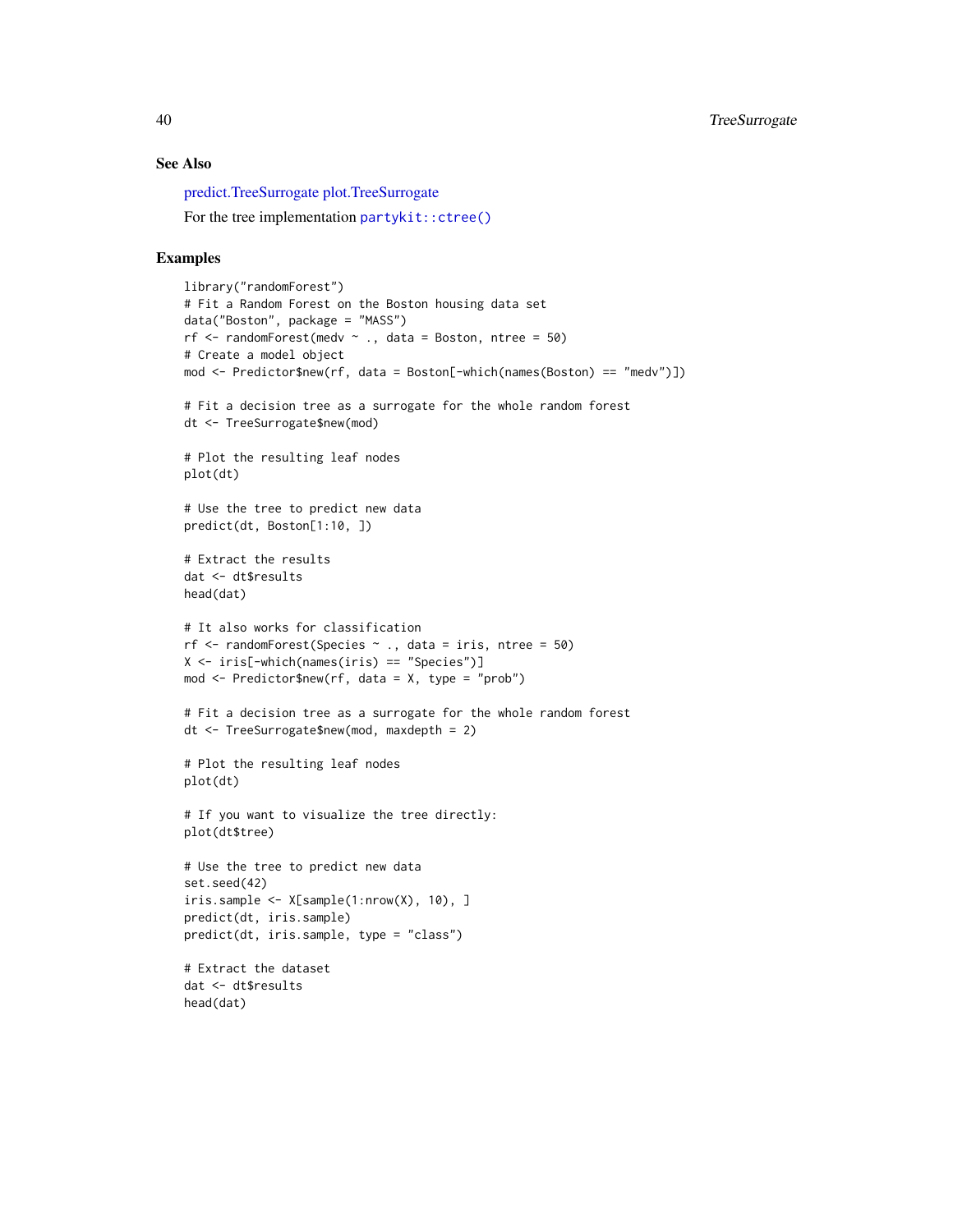## See Also

predict.TreeSurrogate plot.TreeSurrogate

For the tree implementation `partykit::ctree()`

## Examples

```
library("randomForest")
# Fit a Random Forest on the Boston housing data set
data("Boston", package = "MASS")
rf <- randomForest(medv ~ ., data = Boston, ntree = 50)
# Create a model object
mod <- Predictor$new(rf, data = Boston[-which(names(Boston) == "medv")])

# Fit a decision tree as a surrogate for the whole random forest
dt <- TreeSurrogate$new(mod)

# Plot the resulting leaf nodes
plot(dt)

# Use the tree to predict new data
predict(dt, Boston[1:10, ])

# Extract the results
dat <- dt$results
head(dat)

# It also works for classification
rf <- randomForest(Species ~ ., data = iris, ntree = 50)
X <- iris[-which(names(iris) == "Species")]
mod <- Predictor$new(rf, data = X, type = "prob")

# Fit a decision tree as a surrogate for the whole random forest
dt <- TreeSurrogate$new(mod, maxdepth = 2)

# Plot the resulting leaf nodes
plot(dt)

# If you want to visualize the tree directly:
plot(dt$tree)

# Use the tree to predict new data
set.seed(42)
iris.sample <- X[sample(1:nrow(X), 10), ]
predict(dt, iris.sample)
predict(dt, iris.sample, type = "class")

# Extract the dataset
dat <- dt$results
head(dat)
```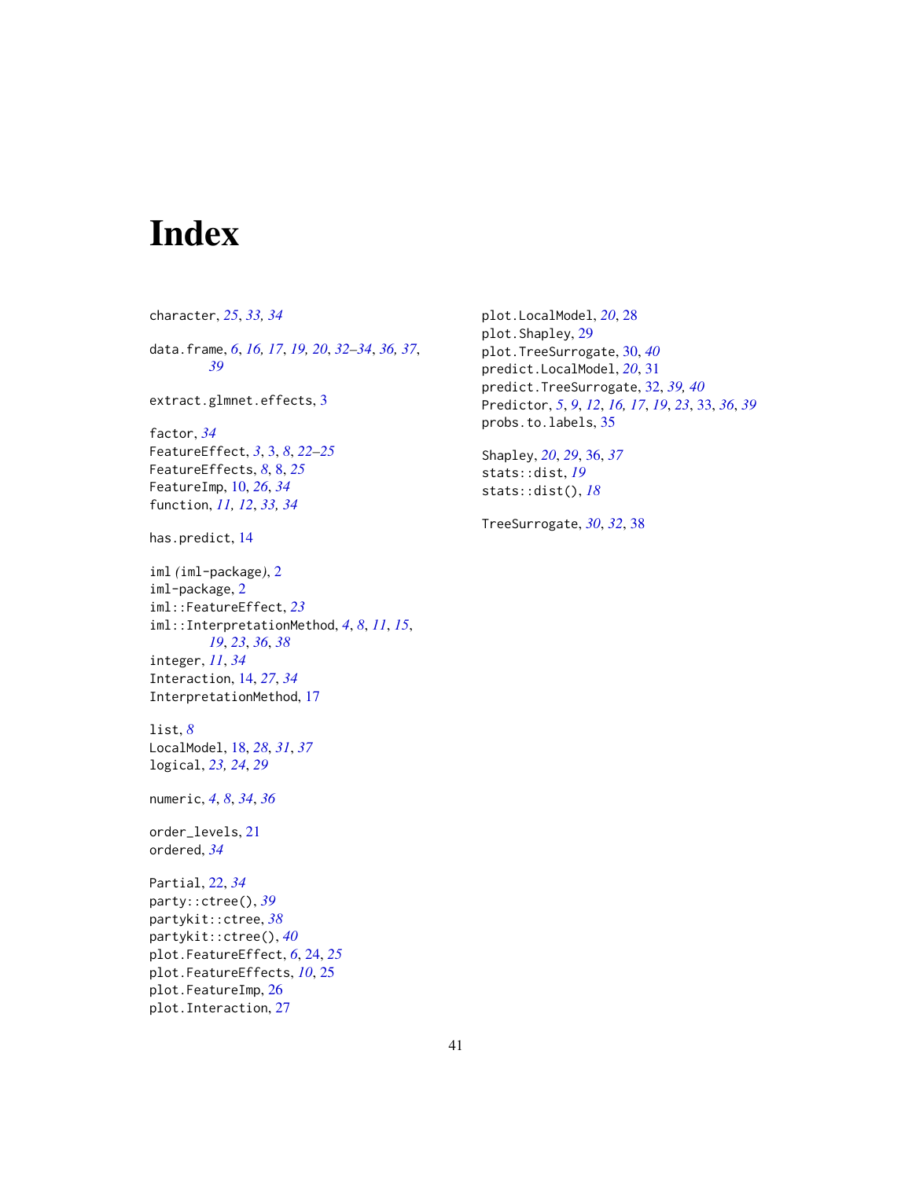# Index

character, *25*, *33, 34*

data.frame, *6*, *16, 17*, *19, 20*, *32–34*, *36, 37*, *39*

extract.glmnet.effects, 3

factor, *34*
FeatureEffect, *3*, 3, *8*, *22–25*
FeatureEffects, *8*, 8, *25*
FeatureImp, 10, *26*, *34*
function, *11, 12*, *33, 34*

has.predict, 14

iml (iml-package), 2
iml-package, 2
iml::FeatureEffect, *23*
iml::InterpretationMethod, *4*, *8*, *11*, *15*, *19*, *23*, *36*, *38*
integer, *11*, *34*
Interaction, 14, *27*, *34*
InterpretationMethod, 17

list, *8*
LocalModel, 18, *28*, *31*, *37*
logical, *23, 24*, *29*

numeric, *4*, *8*, *34*, *36*

order_levels, 21
ordered, *34*

Partial, 22, *34*
party::ctree(), *39*
partykit::ctree, *38*
partykit::ctree(), *40*
plot.FeatureEffect, *6*, 24, *25*
plot.FeatureEffects, *10*, 25
plot.FeatureImp, 26
plot.Interaction, 27
plot.LocalModel, *20*, 28
plot.Shapley, 29
plot.TreeSurrogate, 30, *40*
predict.LocalModel, *20*, 31
predict.TreeSurrogate, 32, *39, 40*
Predictor, *5*, *9*, *12*, *16, 17*, *19*, *23*, 33, *36*, *39*
probs.to.labels, 35

Shapley, *20*, *29*, 36, *37*
stats::dist, *19*
stats::dist(), *18*

TreeSurrogate, *30*, *32*, 38